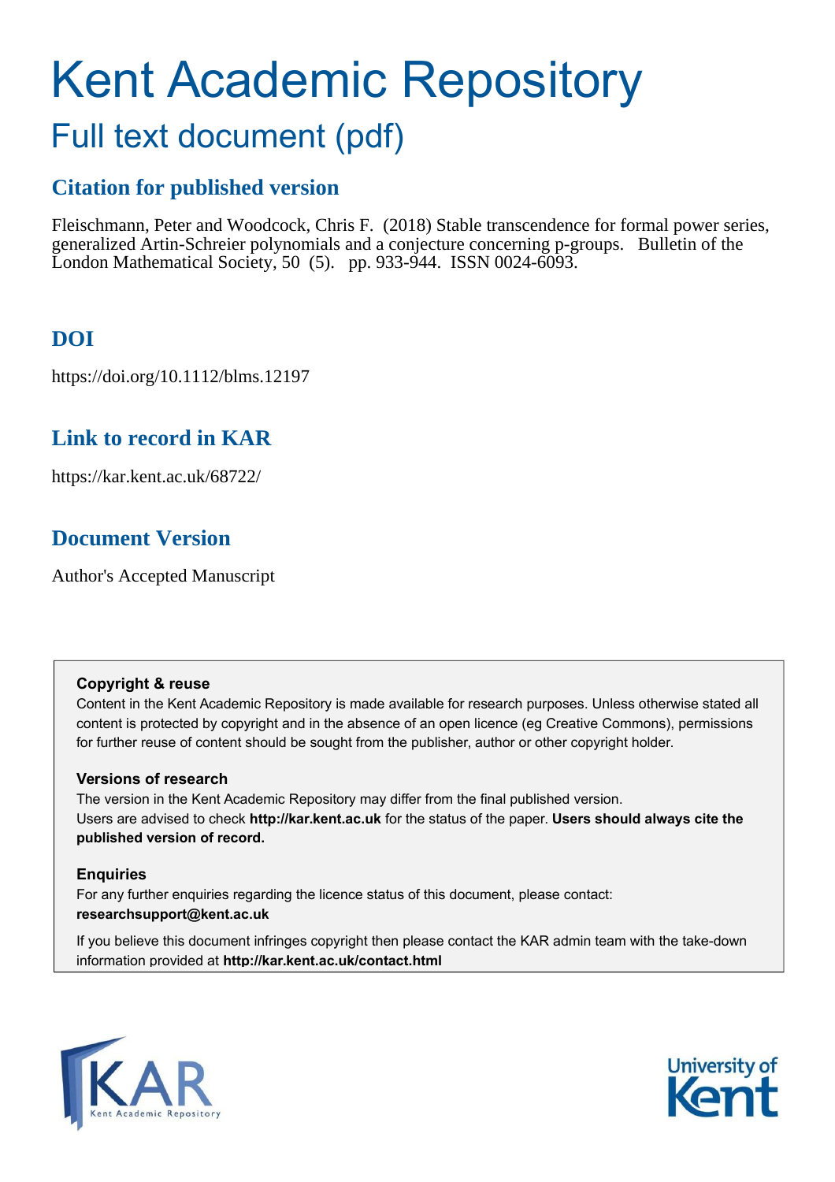# Kent Academic Repository

## Full text document (pdf)

### Citation for published version

Fleischmann, Peter and Woodcock, Chris F. (2018) Stable transcendence for formal power series, generalized Artin-Schreier polynomials and a conjecture concerning p-groups. Bulletin of the London Mathematical Society, 50 (5). pp. 933-944. ISSN 0024-6093.

### DOI

https://doi.org/10.1112/blms.12197

### Link to record in KAR

https://kar.kent.ac.uk/68722/

### Document Version

Author's Accepted Manuscript

**Copyright & reuse**

Content in the Kent Academic Repository is made available for research purposes. Unless otherwise stated all content is protected by copyright and in the absence of an open licence (eg Creative Commons), permissions for further reuse of content should be sought from the publisher, author or other copyright holder.

**Versions of research**

The version in the Kent Academic Repository may differ from the final published version. Users are advised to check **http://kar.kent.ac.uk** for the status of the paper. **Users should always cite the published version of record.**

**Enquiries**

For any further enquiries regarding the licence status of this document, please contact: **researchsupport@kent.ac.uk**

If you believe this document infringes copyright then please contact the KAR admin team with the take-down information provided at **http://kar.kent.ac.uk/contact.html**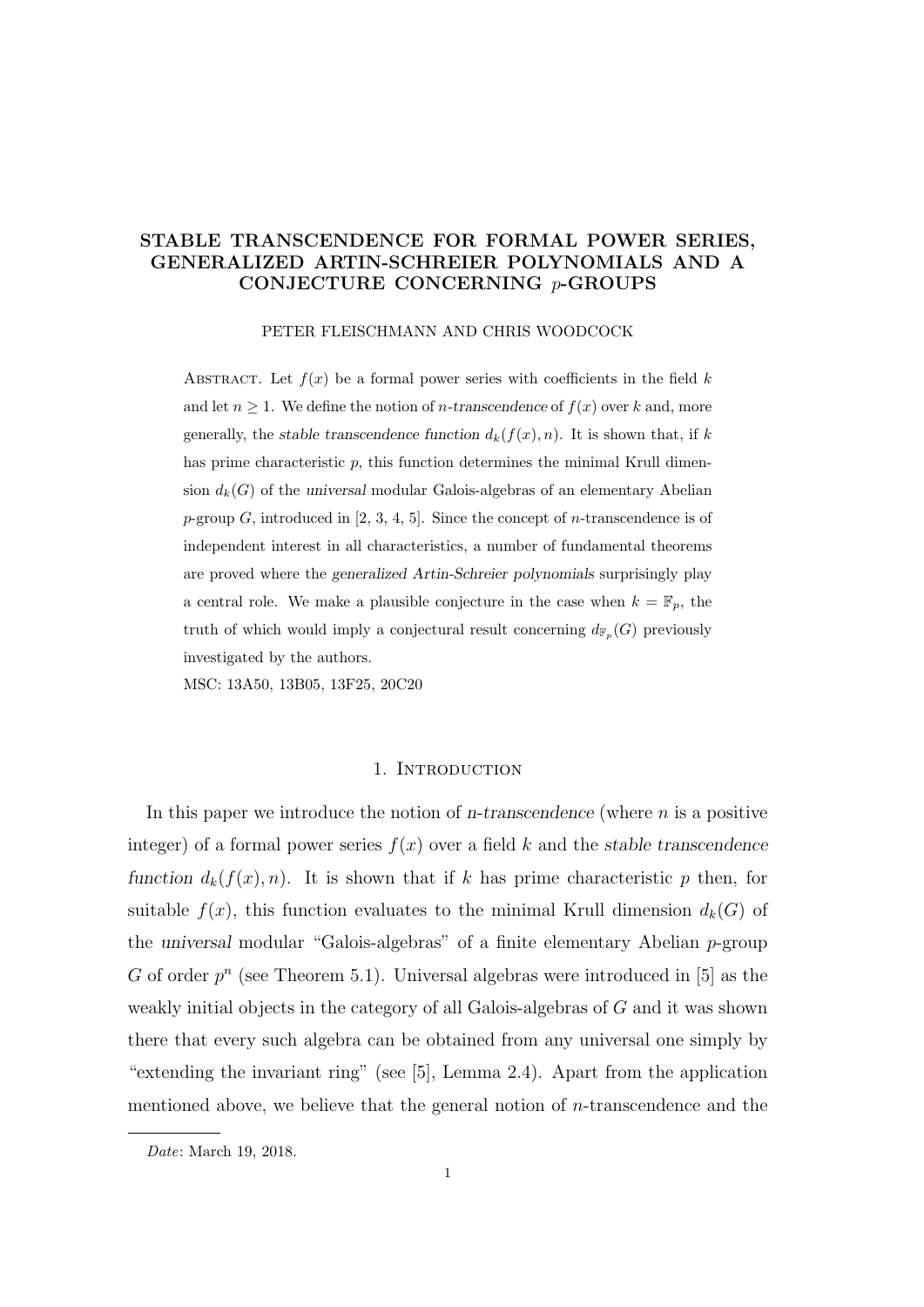# STABLE TRANSCENDENCE FOR FORMAL POWER SERIES, GENERALIZED ARTIN-SCHREIER POLYNOMIALS AND A CONJECTURE CONCERNING $p$-GROUPS

PETER FLEISCHMANN AND CHRIS WOODCOCK

Abstract. Let $f(x)$ be a formal power series with coefficients in the field $k$ and let $n \geq 1$. We define the notion of *$n$-transcendence* of $f(x)$ over $k$ and, more generally, the *stable transcendence function* $d_k(f(x), n)$. It is shown that, if $k$ has prime characteristic $p$, this function determines the minimal Krull dimension $d_k(G)$ of the *universal* modular Galois-algebras of an elementary Abelian $p$-group $G$, introduced in [2, 3, 4, 5]. Since the concept of $n$-transcendence is of independent interest in all characteristics, a number of fundamental theorems are proved where the *generalized Artin-Schreier polynomials* surprisingly play a central role. We make a plausible conjecture in the case when $k = \mathbb{F}_p$, the truth of which would imply a conjectural result concerning $d_{\mathbb{F}_p}(G)$ previously investigated by the authors.

MSC: 13A50, 13B05, 13F25, 20C20

## 1. Introduction

In this paper we introduce the notion of *$n$-transcendence* (where $n$ is a positive integer) of a formal power series $f(x)$ over a field $k$ and the *stable transcendence function* $d_k(f(x), n)$. It is shown that if $k$ has prime characteristic $p$ then, for suitable $f(x)$, this function evaluates to the minimal Krull dimension $d_k(G)$ of the *universal* modular "Galois-algebras" of a finite elementary Abelian $p$-group $G$ of order $p^n$ (see Theorem 5.1). Universal algebras were introduced in [5] as the weakly initial objects in the category of all Galois-algebras of $G$ and it was shown there that every such algebra can be obtained from any universal one simply by "extending the invariant ring" (see [5], Lemma 2.4). Apart from the application mentioned above, we believe that the general notion of $n$-transcendence and the

*Date*: March 19, 2018.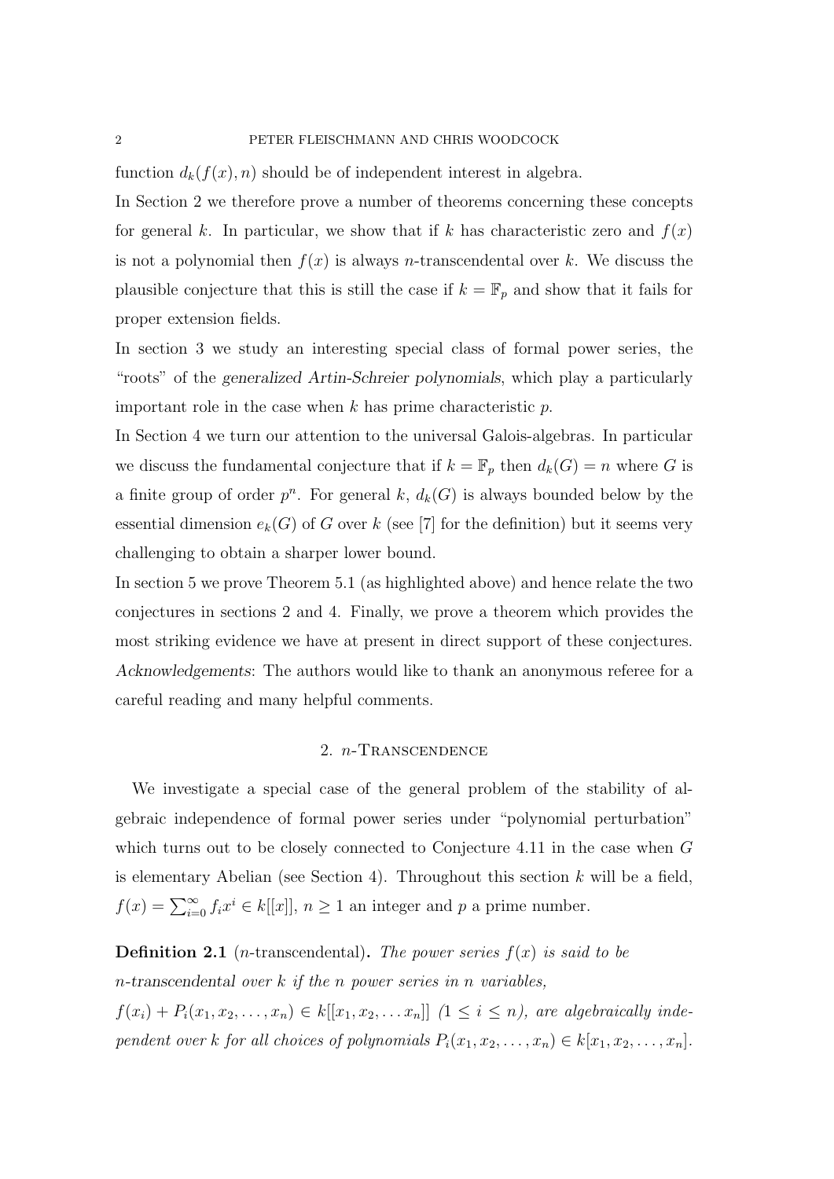function $d_k(f(x), n)$ should be of independent interest in algebra.

In Section 2 we therefore prove a number of theorems concerning these concepts for general $k$. In particular, we show that if $k$ has characteristic zero and $f(x)$ is not a polynomial then $f(x)$ is always $n$-transcendental over $k$. We discuss the plausible conjecture that this is still the case if $k = \mathbb{F}_p$ and show that it fails for proper extension fields.

In section 3 we study an interesting special class of formal power series, the "roots" of the *generalized Artin-Schreier polynomials*, which play a particularly important role in the case when $k$ has prime characteristic $p$.

In Section 4 we turn our attention to the universal Galois-algebras. In particular we discuss the fundamental conjecture that if $k = \mathbb{F}_p$ then $d_k(G) = n$ where $G$ is a finite group of order $p^n$. For general $k$, $d_k(G)$ is always bounded below by the essential dimension $e_k(G)$ of $G$ over $k$ (see [7] for the definition) but it seems very challenging to obtain a sharper lower bound.

In section 5 we prove Theorem 5.1 (as highlighted above) and hence relate the two conjectures in sections 2 and 4. Finally, we prove a theorem which provides the most striking evidence we have at present in direct support of these conjectures.

*Acknowledgements*: The authors would like to thank an anonymous referee for a careful reading and many helpful comments.

## 2. $n$-Transcendence

We investigate a special case of the general problem of the stability of algebraic independence of formal power series under "polynomial perturbation" which turns out to be closely connected to Conjecture 4.11 in the case when $G$ is elementary Abelian (see Section 4). Throughout this section $k$ will be a field, $f(x) = \sum_{i=0}^{\infty} f_i x^i \in k[[x]]$, $n \geq 1$ an integer and $p$ a prime number.

**Definition 2.1** ($n$-transcendental)**.** *The power series $f(x)$ is said to be $n$-transcendental over $k$ if the $n$ power series in $n$ variables, $f(x_i) + P_i(x_1, x_2, \ldots, x_n) \in k[[x_1, x_2, \ldots x_n]]$ $(1 \leq i \leq n)$, are algebraically independent over $k$ for all choices of polynomials $P_i(x_1, x_2, \ldots, x_n) \in k[x_1, x_2, \ldots, x_n]$.*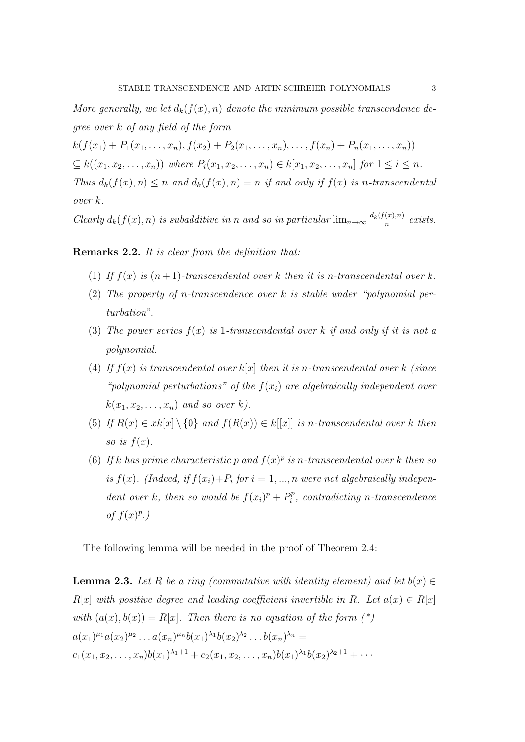*More generally, we let $d_k(f(x), n)$ denote the minimum possible transcendence degree over $k$ of any field of the form*

$k(f(x_1) + P_1(x_1, \ldots, x_n), f(x_2) + P_2(x_1, \ldots, x_n), \ldots, f(x_n) + P_n(x_1, \ldots, x_n))$

$\subseteq k((x_1, x_2, \ldots, x_n))$ *where* $P_i(x_1, x_2, \ldots, x_n) \in k[x_1, x_2, \ldots, x_n]$ *for* $1 \leq i \leq n$.

*Thus $d_k(f(x), n) \leq n$ and $d_k(f(x), n) = n$ if and only if $f(x)$ is $n$-transcendental over $k$.*

*Clearly $d_k(f(x), n)$ is subadditive in $n$ and so in particular $\lim_{n\to\infty} \frac{d_k(f(x),n)}{n}$ exists.*

**Remarks 2.2.** *It is clear from the definition that:*

1. *If $f(x)$ is $(n+1)$-transcendental over $k$ then it is $n$-transcendental over $k$.*
2. *The property of $n$-transcendence over $k$ is stable under "polynomial perturbation".*
3. *The power series $f(x)$ is 1-transcendental over $k$ if and only if it is not a polynomial.*
4. *If $f(x)$ is transcendental over $k[x]$ then it is $n$-transcendental over $k$ (since "polynomial perturbations" of the $f(x_i)$ are algebraically independent over $k(x_1, x_2, \ldots, x_n)$ and so over $k$).*
5. *If $R(x) \in xk[x] \setminus \{0\}$ and $f(R(x)) \in k[[x]]$ is $n$-transcendental over $k$ then so is $f(x)$.*
6. *If $k$ has prime characteristic $p$ and $f(x)^p$ is $n$-transcendental over $k$ then so is $f(x)$. (Indeed, if $f(x_i)+P_i$ for $i = 1, ..., n$ were not algebraically independent over $k$, then so would be $f(x_i)^p + P_i^p$, contradicting $n$-transcendence of $f(x)^p$.)*

The following lemma will be needed in the proof of Theorem 2.4:

**Lemma 2.3.** *Let $R$ be a ring (commutative with identity element) and let $b(x) \in R[x]$ with positive degree and leading coefficient invertible in $R$. Let $a(x) \in R[x]$ with $(a(x), b(x)) = R[x]$. Then there is no equation of the form (\*)*

$a(x_1)^{\mu_1} a(x_2)^{\mu_2} \ldots a(x_n)^{\mu_n} b(x_1)^{\lambda_1} b(x_2)^{\lambda_2} \ldots b(x_n)^{\lambda_n} =$

$c_1(x_1, x_2, \ldots, x_n) b(x_1)^{\lambda_1+1} + c_2(x_1, x_2, \ldots, x_n) b(x_1)^{\lambda_1} b(x_2)^{\lambda_2+1} + \cdots$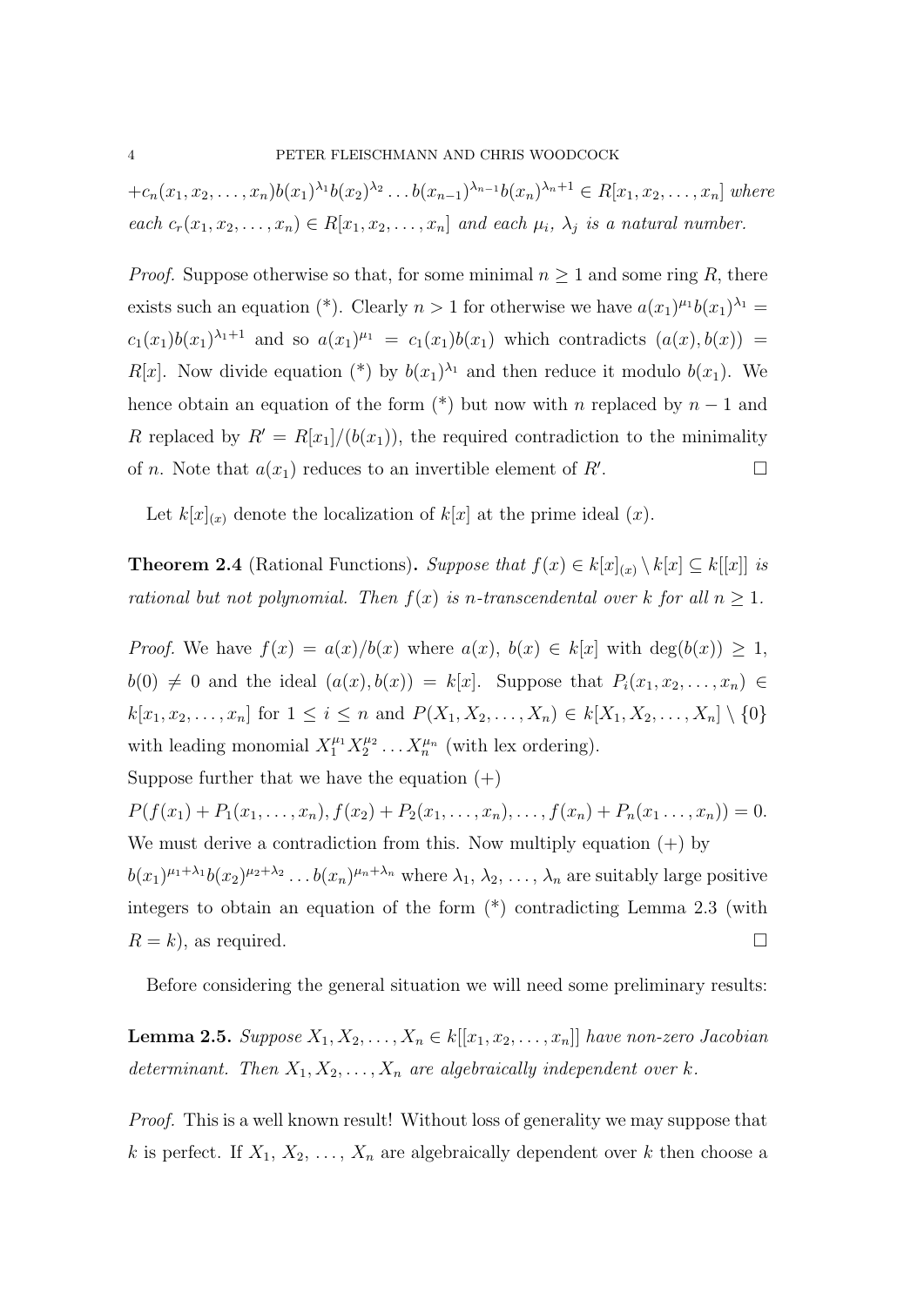$+c_n(x_1, x_2, \ldots, x_n)b(x_1)^{\lambda_1}b(x_2)^{\lambda_2}\ldots b(x_{n-1})^{\lambda_{n-1}}b(x_n)^{\lambda_n+1} \in R[x_1, x_2, \ldots, x_n]$ *where each* $c_r(x_1, x_2, \ldots, x_n) \in R[x_1, x_2, \ldots, x_n]$ *and each* $\mu_i$, $\lambda_j$ *is a natural number.*

*Proof.* Suppose otherwise so that, for some minimal $n \geq 1$ and some ring $R$, there exists such an equation (\*). Clearly $n > 1$ for otherwise we have $a(x_1)^{\mu_1}b(x_1)^{\lambda_1} = c_1(x_1)b(x_1)^{\lambda_1+1}$ and so $a(x_1)^{\mu_1} = c_1(x_1)b(x_1)$ which contradicts $(a(x), b(x)) = R[x]$. Now divide equation (\*) by $b(x_1)^{\lambda_1}$ and then reduce it modulo $b(x_1)$. We hence obtain an equation of the form (\*) but now with $n$ replaced by $n-1$ and $R$ replaced by $R' = R[x_1]/(b(x_1))$, the required contradiction to the minimality of $n$. Note that $a(x_1)$ reduces to an invertible element of $R'$. $\square$

Let $k[x]_{(x)}$ denote the localization of $k[x]$ at the prime ideal $(x)$.

**Theorem 2.4** (Rational Functions)**.** *Suppose that* $f(x) \in k[x]_{(x)} \setminus k[x] \subseteq k[[x]]$ *is rational but not polynomial. Then* $f(x)$ *is* $n$*-transcendental over* $k$ *for all* $n \geq 1$.

*Proof.* We have $f(x) = a(x)/b(x)$ where $a(x)$, $b(x) \in k[x]$ with $\deg(b(x)) \geq 1$, $b(0) \neq 0$ and the ideal $(a(x), b(x)) = k[x]$. Suppose that $P_i(x_1, x_2, \ldots, x_n) \in k[x_1, x_2, \ldots, x_n]$ for $1 \leq i \leq n$ and $P(X_1, X_2, \ldots, X_n) \in k[X_1, X_2, \ldots, X_n] \setminus \{0\}$ with leading monomial $X_1^{\mu_1}X_2^{\mu_2}\ldots X_n^{\mu_n}$ (with lex ordering).

Suppose further that we have the equation (+)

$P(f(x_1) + P_1(x_1, \ldots, x_n), f(x_2) + P_2(x_1, \ldots, x_n), \ldots, f(x_n) + P_n(x_1 \ldots, x_n)) = 0.$

We must derive a contradiction from this. Now multiply equation (+) by

$b(x_1)^{\mu_1+\lambda_1}b(x_2)^{\mu_2+\lambda_2}\ldots b(x_n)^{\mu_n+\lambda_n}$ where $\lambda_1, \lambda_2, \ldots, \lambda_n$ are suitably large positive integers to obtain an equation of the form (\*) contradicting Lemma 2.3 (with $R = k$), as required. $\square$

Before considering the general situation we will need some preliminary results:

**Lemma 2.5.** *Suppose* $X_1, X_2, \ldots, X_n \in k[[x_1, x_2, \ldots, x_n]]$ *have non-zero Jacobian determinant. Then* $X_1, X_2, \ldots, X_n$ *are algebraically independent over* $k$.

*Proof.* This is a well known result! Without loss of generality we may suppose that $k$ is perfect. If $X_1, X_2, \ldots, X_n$ are algebraically dependent over $k$ then choose a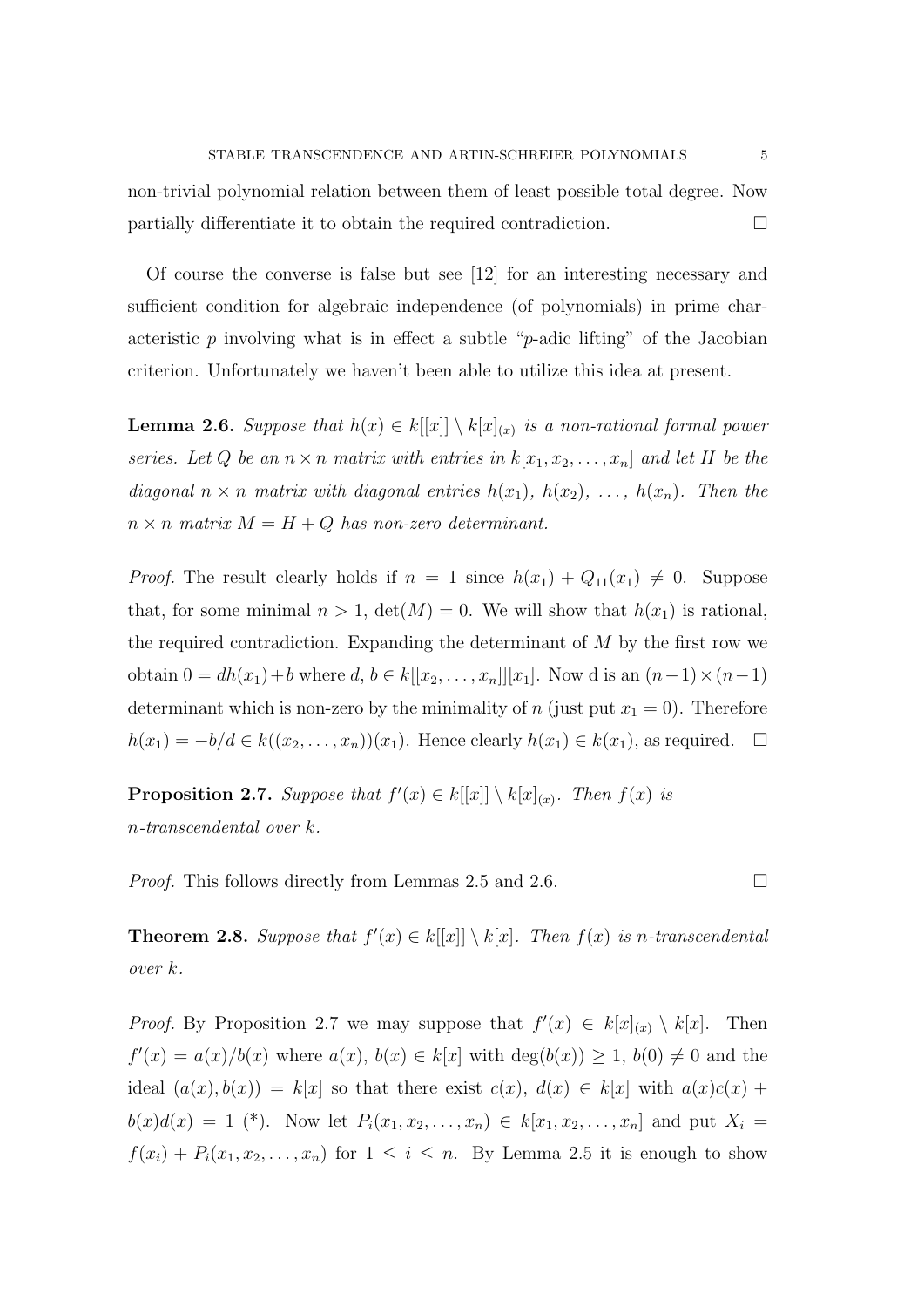non-trivial polynomial relation between them of least possible total degree. Now partially differentiate it to obtain the required contradiction. □

Of course the converse is false but see [12] for an interesting necessary and sufficient condition for algebraic independence (of polynomials) in prime characteristic $p$ involving what is in effect a subtle "$p$-adic lifting" of the Jacobian criterion. Unfortunately we haven't been able to utilize this idea at present.

**Lemma 2.6.** *Suppose that $h(x) \in k[[x]] \setminus k[x]_{(x)}$ is a non-rational formal power series. Let $Q$ be an $n \times n$ matrix with entries in $k[x_1, x_2, \ldots, x_n]$ and let $H$ be the diagonal $n \times n$ matrix with diagonal entries $h(x_1)$, $h(x_2)$, $\ldots$, $h(x_n)$. Then the $n \times n$ matrix $M = H + Q$ has non-zero determinant.*

*Proof.* The result clearly holds if $n = 1$ since $h(x_1) + Q_{11}(x_1) \neq 0$. Suppose that, for some minimal $n > 1$, $\det(M) = 0$. We will show that $h(x_1)$ is rational, the required contradiction. Expanding the determinant of $M$ by the first row we obtain $0 = dh(x_1) + b$ where $d, b \in k[[x_2, \ldots, x_n]][x_1]$. Now d is an $(n-1) \times (n-1)$ determinant which is non-zero by the minimality of $n$ (just put $x_1 = 0$). Therefore $h(x_1) = -b/d \in k((x_2, \ldots, x_n))(x_1)$. Hence clearly $h(x_1) \in k(x_1)$, as required. □

**Proposition 2.7.** *Suppose that $f'(x) \in k[[x]] \setminus k[x]_{(x)}$. Then $f(x)$ is $n$-transcendental over $k$.*

*Proof.* This follows directly from Lemmas 2.5 and 2.6. □

**Theorem 2.8.** *Suppose that $f'(x) \in k[[x]] \setminus k[x]$. Then $f(x)$ is $n$-transcendental over $k$.*

*Proof.* By Proposition 2.7 we may suppose that $f'(x) \in k[x]_{(x)} \setminus k[x]$. Then $f'(x) = a(x)/b(x)$ where $a(x)$, $b(x) \in k[x]$ with $\deg(b(x)) \geq 1$, $b(0) \neq 0$ and the ideal $(a(x), b(x)) = k[x]$ so that there exist $c(x)$, $d(x) \in k[x]$ with $a(x)c(x) + b(x)d(x) = 1$ (\*). Now let $P_i(x_1, x_2, \ldots, x_n) \in k[x_1, x_2, \ldots, x_n]$ and put $X_i = f(x_i) + P_i(x_1, x_2, \ldots, x_n)$ for $1 \leq i \leq n$. By Lemma 2.5 it is enough to show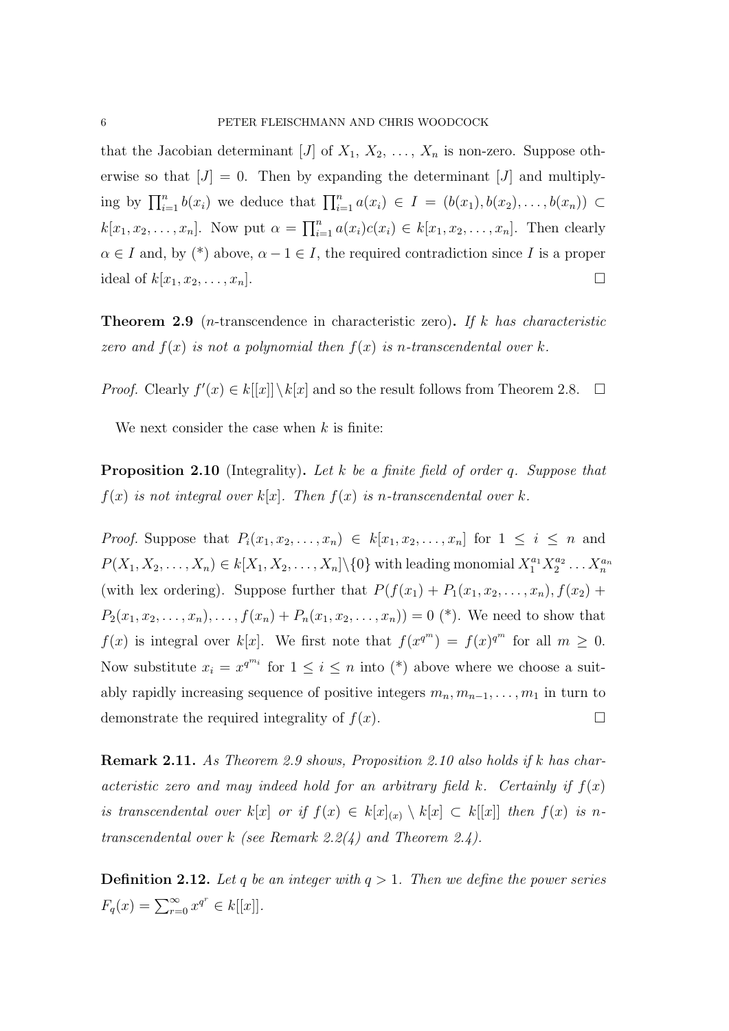that the Jacobian determinant $[J]$ of $X_1, X_2, \ldots, X_n$ is non-zero. Suppose otherwise so that $[J] = 0$. Then by expanding the determinant $[J]$ and multiplying by $\prod_{i=1}^n b(x_i)$ we deduce that $\prod_{i=1}^n a(x_i) \in I = (b(x_1), b(x_2), \ldots, b(x_n)) \subset k[x_1, x_2, \ldots, x_n]$. Now put $\alpha = \prod_{i=1}^n a(x_i)c(x_i) \in k[x_1, x_2, \ldots, x_n]$. Then clearly $\alpha \in I$ and, by (*) above, $\alpha - 1 \in I$, the required contradiction since $I$ is a proper ideal of $k[x_1, x_2, \ldots, x_n]$. □

**Theorem 2.9** ($n$-transcendence in characteristic zero)**.** *If $k$ has characteristic zero and $f(x)$ is not a polynomial then $f(x)$ is $n$-transcendental over $k$.*

*Proof.* Clearly $f'(x) \in k[[x]] \setminus k[x]$ and so the result follows from Theorem 2.8. □

We next consider the case when $k$ is finite:

**Proposition 2.10** (Integrality)**.** *Let $k$ be a finite field of order $q$. Suppose that $f(x)$ is not integral over $k[x]$. Then $f(x)$ is $n$-transcendental over $k$.*

*Proof.* Suppose that $P_i(x_1, x_2, \ldots, x_n) \in k[x_1, x_2, \ldots, x_n]$ for $1 \leq i \leq n$ and $P(X_1, X_2, \ldots, X_n) \in k[X_1, X_2, \ldots, X_n] \setminus \{0\}$ with leading monomial $X_1^{a_1} X_2^{a_2} \ldots X_n^{a_n}$ (with lex ordering). Suppose further that $P(f(x_1) + P_1(x_1, x_2, \ldots, x_n), f(x_2) + P_2(x_1, x_2, \ldots, x_n), \ldots, f(x_n) + P_n(x_1, x_2, \ldots, x_n)) = 0$ (*). We need to show that $f(x)$ is integral over $k[x]$. We first note that $f(x^{q^m}) = f(x)^{q^m}$ for all $m \geq 0$. Now substitute $x_i = x^{q^{m_i}}$ for $1 \leq i \leq n$ into (*) above where we choose a suitably rapidly increasing sequence of positive integers $m_n, m_{n-1}, \ldots, m_1$ in turn to demonstrate the required integrality of $f(x)$. □

**Remark 2.11.** *As Theorem 2.9 shows, Proposition 2.10 also holds if $k$ has characteristic zero and may indeed hold for an arbitrary field $k$. Certainly if $f(x)$ is transcendental over $k[x]$ or if $f(x) \in k[x]_{(x)} \setminus k[x] \subset k[[x]]$ then $f(x)$ is $n$-transcendental over $k$ (see Remark 2.2(4) and Theorem 2.4).*

**Definition 2.12.** *Let $q$ be an integer with $q > 1$. Then we define the power series $F_q(x) = \sum_{r=0}^{\infty} x^{q^r} \in k[[x]]$.*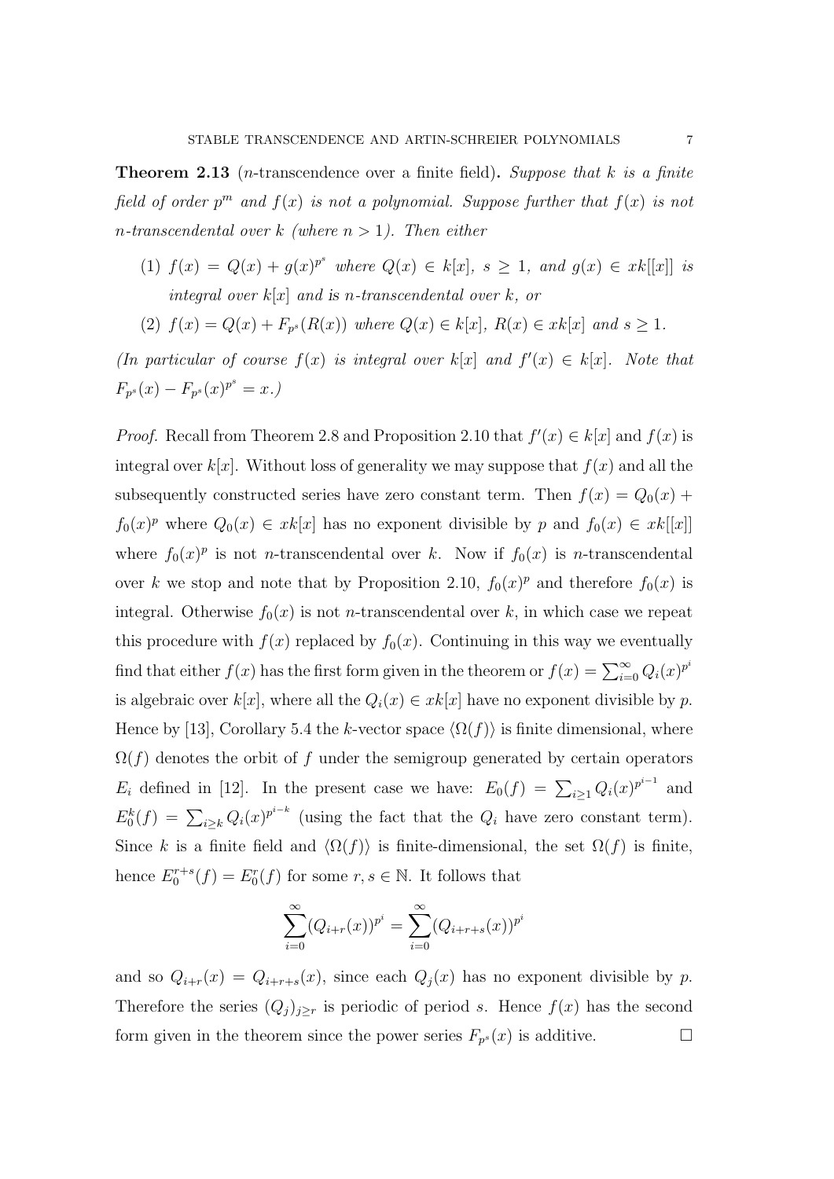**Theorem 2.13** ($n$-transcendence over a finite field)**.** *Suppose that $k$ is a finite field of order $p^m$ and $f(x)$ is not a polynomial. Suppose further that $f(x)$ is not $n$-transcendental over $k$ (where $n > 1$). Then either*

1. *$f(x) = Q(x) + g(x)^{p^s}$ where $Q(x) \in k[x]$, $s \geq 1$, and $g(x) \in xk[[x]]$ is integral over $k[x]$ and is $n$-transcendental over $k$, or*
2. *$f(x) = Q(x) + F_{p^s}(R(x))$ where $Q(x) \in k[x]$, $R(x) \in xk[x]$ and $s \geq 1$.*

*(In particular of course $f(x)$ is integral over $k[x]$ and $f'(x) \in k[x]$. Note that $F_{p^s}(x) - F_{p^s}(x)^{p^s} = x$.)*

*Proof.* Recall from Theorem 2.8 and Proposition 2.10 that $f'(x) \in k[x]$ and $f(x)$ is integral over $k[x]$. Without loss of generality we may suppose that $f(x)$ and all the subsequently constructed series have zero constant term. Then $f(x) = Q_0(x) + f_0(x)^p$ where $Q_0(x) \in xk[x]$ has no exponent divisible by $p$ and $f_0(x) \in xk[[x]]$ where $f_0(x)^p$ is not $n$-transcendental over $k$. Now if $f_0(x)$ is $n$-transcendental over $k$ we stop and note that by Proposition 2.10, $f_0(x)^p$ and therefore $f_0(x)$ is integral. Otherwise $f_0(x)$ is not $n$-transcendental over $k$, in which case we repeat this procedure with $f(x)$ replaced by $f_0(x)$. Continuing in this way we eventually find that either $f(x)$ has the first form given in the theorem or $f(x) = \sum_{i=0}^{\infty} Q_i(x)^{p^i}$ is algebraic over $k[x]$, where all the $Q_i(x) \in xk[x]$ have no exponent divisible by $p$. Hence by [13], Corollary 5.4 the $k$-vector space $\langle \Omega(f) \rangle$ is finite dimensional, where $\Omega(f)$ denotes the orbit of $f$ under the semigroup generated by certain operators $E_i$ defined in [12]. In the present case we have: $E_0(f) = \sum_{i \geq 1} Q_i(x)^{p^{i-1}}$ and $E_0^k(f) = \sum_{i \geq k} Q_i(x)^{p^{i-k}}$ (using the fact that the $Q_i$ have zero constant term). Since $k$ is a finite field and $\langle \Omega(f) \rangle$ is finite-dimensional, the set $\Omega(f)$ is finite, hence $E_0^{r+s}(f) = E_0^r(f)$ for some $r, s \in \mathbb{N}$. It follows that

$$\sum_{i=0}^{\infty} (Q_{i+r}(x))^{p^i} = \sum_{i=0}^{\infty} (Q_{i+r+s}(x))^{p^i}$$

and so $Q_{i+r}(x) = Q_{i+r+s}(x)$, since each $Q_j(x)$ has no exponent divisible by $p$. Therefore the series $(Q_j)_{j \geq r}$ is periodic of period $s$. Hence $f(x)$ has the second form given in the theorem since the power series $F_{p^s}(x)$ is additive. $\square$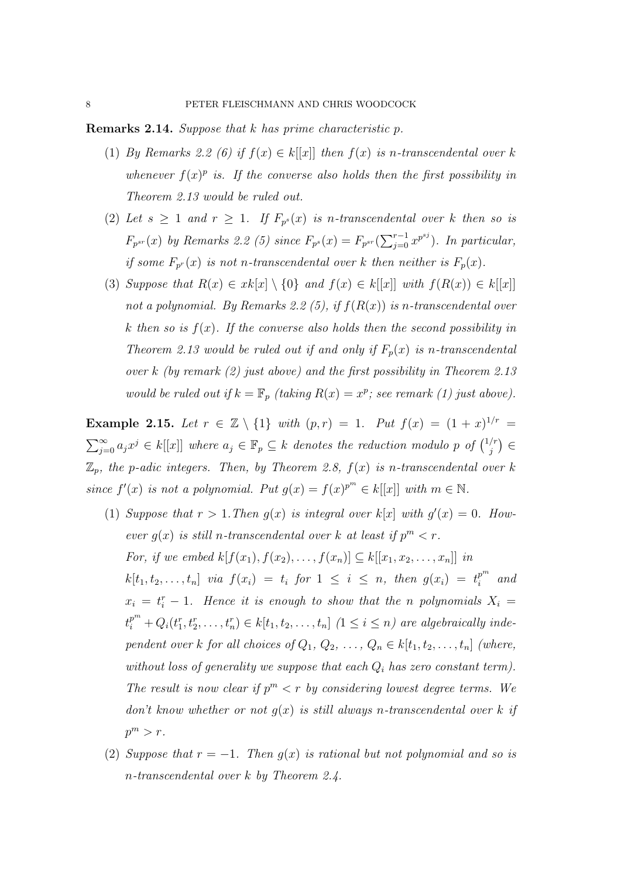**Remarks 2.14.** *Suppose that $k$ has prime characteristic $p$.*

1. *By Remarks 2.2 (6) if $f(x) \in k[[x]]$ then $f(x)$ is $n$-transcendental over $k$ whenever $f(x)^p$ is. If the converse also holds then the first possibility in Theorem 2.13 would be ruled out.*
2. *Let $s \geq 1$ and $r \geq 1$. If $F_{p^s}(x)$ is $n$-transcendental over $k$ then so is $F_{p^{sr}}(x)$ by Remarks 2.2 (5) since $F_{p^s}(x) = F_{p^{sr}}(\sum_{j=0}^{r-1} x^{p^{sj}})$. In particular, if some $F_{p^r}(x)$ is not $n$-transcendental over $k$ then neither is $F_p(x)$.*
3. *Suppose that $R(x) \in xk[x] \setminus \{0\}$ and $f(x) \in k[[x]]$ with $f(R(x)) \in k[[x]]$ not a polynomial. By Remarks 2.2 (5), if $f(R(x))$ is $n$-transcendental over $k$ then so is $f(x)$. If the converse also holds then the second possibility in Theorem 2.13 would be ruled out if and only if $F_p(x)$ is $n$-transcendental over $k$ (by remark (2) just above) and the first possibility in Theorem 2.13 would be ruled out if $k = \mathbb{F}_p$ (taking $R(x) = x^p$; see remark (1) just above).*

**Example 2.15.** *Let $r \in \mathbb{Z} \setminus \{1\}$ with $(p, r) = 1$. Put $f(x) = (1+x)^{1/r} = \sum_{j=0}^{\infty} a_j x^j \in k[[x]]$ where $a_j \in \mathbb{F}_p \subseteq k$ denotes the reduction modulo $p$ of $\binom{1/r}{j} \in \mathbb{Z}_p$, the $p$-adic integers. Then, by Theorem 2.8, $f(x)$ is $n$-transcendental over $k$ since $f'(x)$ is not a polynomial. Put $g(x) = f(x)^{p^m} \in k[[x]]$ with $m \in \mathbb{N}$.*

1. *Suppose that $r > 1$. Then $g(x)$ is integral over $k[x]$ with $g'(x) = 0$. However $g(x)$ is still $n$-transcendental over $k$ at least if $p^m < r$.*
   *For, if we embed $k[f(x_1), f(x_2), \ldots, f(x_n)] \subseteq k[[x_1, x_2, \ldots, x_n]]$ in $k[t_1, t_2, \ldots, t_n]$ via $f(x_i) = t_i$ for $1 \leq i \leq n$, then $g(x_i) = t_i^{p^m}$ and $x_i = t_i^r - 1$. Hence it is enough to show that the $n$ polynomials $X_i = t_i^{p^m} + Q_i(t_1^r, t_2^r, \ldots, t_n^r) \in k[t_1, t_2, \ldots, t_n]$ $(1 \leq i \leq n)$ are algebraically independent over $k$ for all choices of $Q_1, Q_2, \ldots, Q_n \in k[t_1, t_2, \ldots, t_n]$ (where, without loss of generality we suppose that each $Q_i$ has zero constant term). The result is now clear if $p^m < r$ by considering lowest degree terms. We don't know whether or not $g(x)$ is still always $n$-transcendental over $k$ if $p^m > r$.*
2. *Suppose that $r = -1$. Then $g(x)$ is rational but not polynomial and so is $n$-transcendental over $k$ by Theorem 2.4.*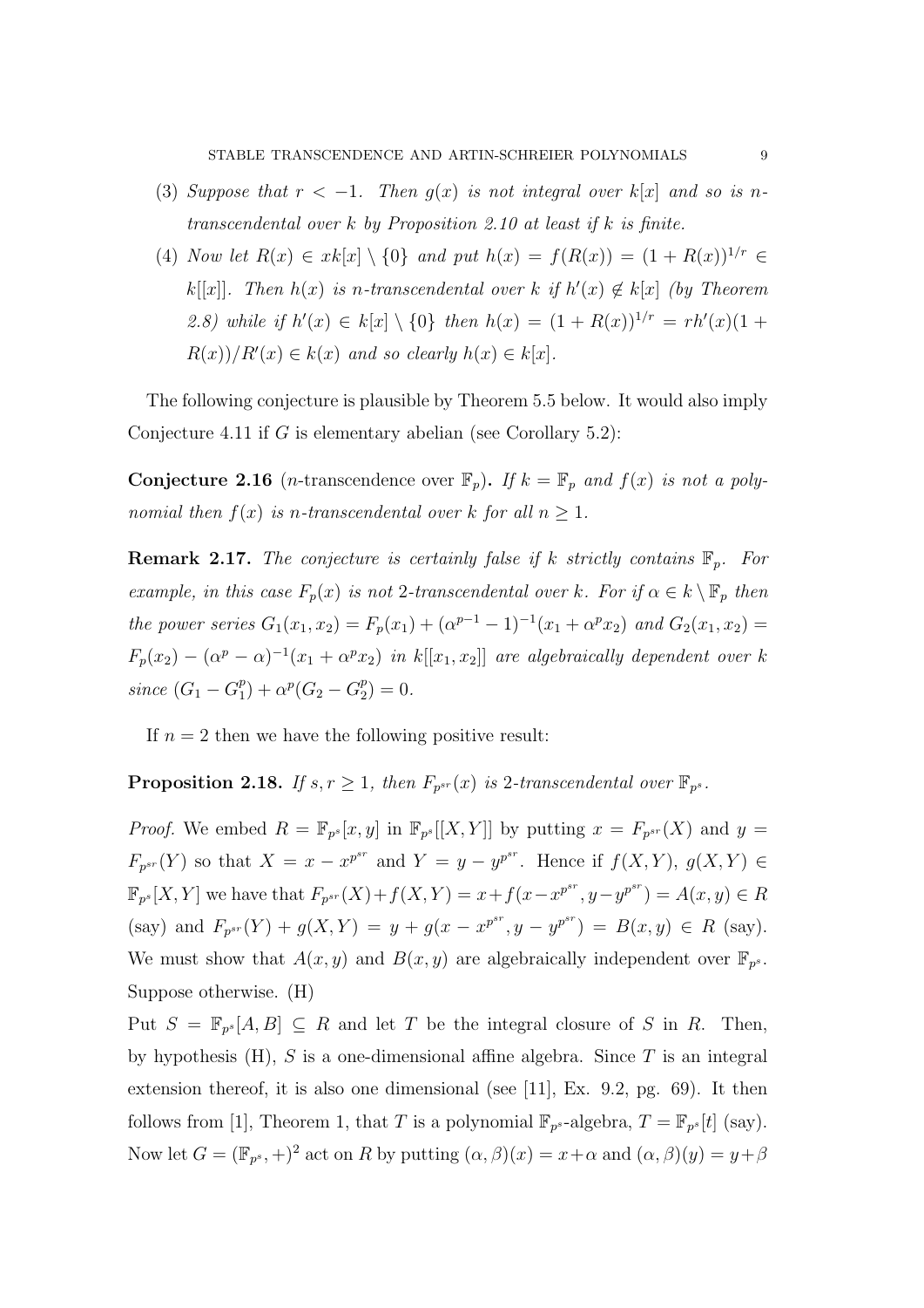(3) *Suppose that $r < -1$. Then $g(x)$ is not integral over $k[x]$ and so is $n$-transcendental over $k$ by Proposition 2.10 at least if $k$ is finite.*

(4) *Now let $R(x) \in xk[x] \setminus \{0\}$ and put $h(x) = f(R(x)) = (1 + R(x))^{1/r} \in k[[x]]$. Then $h(x)$ is $n$-transcendental over $k$ if $h'(x) \notin k[x]$ (by Theorem 2.8) while if $h'(x) \in k[x] \setminus \{0\}$ then $h(x) = (1 + R(x))^{1/r} = rh'(x)(1 + R(x))/R'(x) \in k(x)$ and so clearly $h(x) \in k[x]$.*

The following conjecture is plausible by Theorem 5.5 below. It would also imply Conjecture 4.11 if $G$ is elementary abelian (see Corollary 5.2):

**Conjecture 2.16** ($n$-transcendence over $\mathbb{F}_p$)**.** *If $k = \mathbb{F}_p$ and $f(x)$ is not a polynomial then $f(x)$ is $n$-transcendental over $k$ for all $n \geq 1$.*

**Remark 2.17.** *The conjecture is certainly false if $k$ strictly contains $\mathbb{F}_p$. For example, in this case $F_p(x)$ is not 2-transcendental over $k$. For if $\alpha \in k \setminus \mathbb{F}_p$ then the power series $G_1(x_1, x_2) = F_p(x_1) + (\alpha^{p-1} - 1)^{-1}(x_1 + \alpha^p x_2)$ and $G_2(x_1, x_2) = F_p(x_2) - (\alpha^p - \alpha)^{-1}(x_1 + \alpha^p x_2)$ in $k[[x_1, x_2]]$ are algebraically dependent over $k$ since $(G_1 - G_1^p) + \alpha^p(G_2 - G_2^p) = 0$.*

If $n = 2$ then we have the following positive result:

**Proposition 2.18.** *If $s, r \geq 1$, then $F_{p^{sr}}(x)$ is 2-transcendental over $\mathbb{F}_{p^s}$.*

*Proof.* We embed $R = \mathbb{F}_{p^s}[x, y]$ in $\mathbb{F}_{p^s}[[X, Y]]$ by putting $x = F_{p^{sr}}(X)$ and $y = F_{p^{sr}}(Y)$ so that $X = x - x^{p^{sr}}$ and $Y = y - y^{p^{sr}}$. Hence if $f(X, Y),\ g(X, Y) \in \mathbb{F}_{p^s}[X, Y]$ we have that $F_{p^{sr}}(X) + f(X, Y) = x + f(x - x^{p^{sr}}, y - y^{p^{sr}}) = A(x, y) \in R$ (say) and $F_{p^{sr}}(Y) + g(X, Y) = y + g(x - x^{p^{sr}}, y - y^{p^{sr}}) = B(x, y) \in R$ (say). We must show that $A(x, y)$ and $B(x, y)$ are algebraically independent over $\mathbb{F}_{p^s}$. Suppose otherwise. (H)

Put $S = \mathbb{F}_{p^s}[A, B] \subseteq R$ and let $T$ be the integral closure of $S$ in $R$. Then, by hypothesis (H), $S$ is a one-dimensional affine algebra. Since $T$ is an integral extension thereof, it is also one dimensional (see [11], Ex. 9.2, pg. 69). It then follows from [1], Theorem 1, that $T$ is a polynomial $\mathbb{F}_{p^s}$-algebra, $T = \mathbb{F}_{p^s}[t]$ (say). Now let $G = (\mathbb{F}_{p^s}, +)^2$ act on $R$ by putting $(\alpha, \beta)(x) = x + \alpha$ and $(\alpha, \beta)(y) = y + \beta$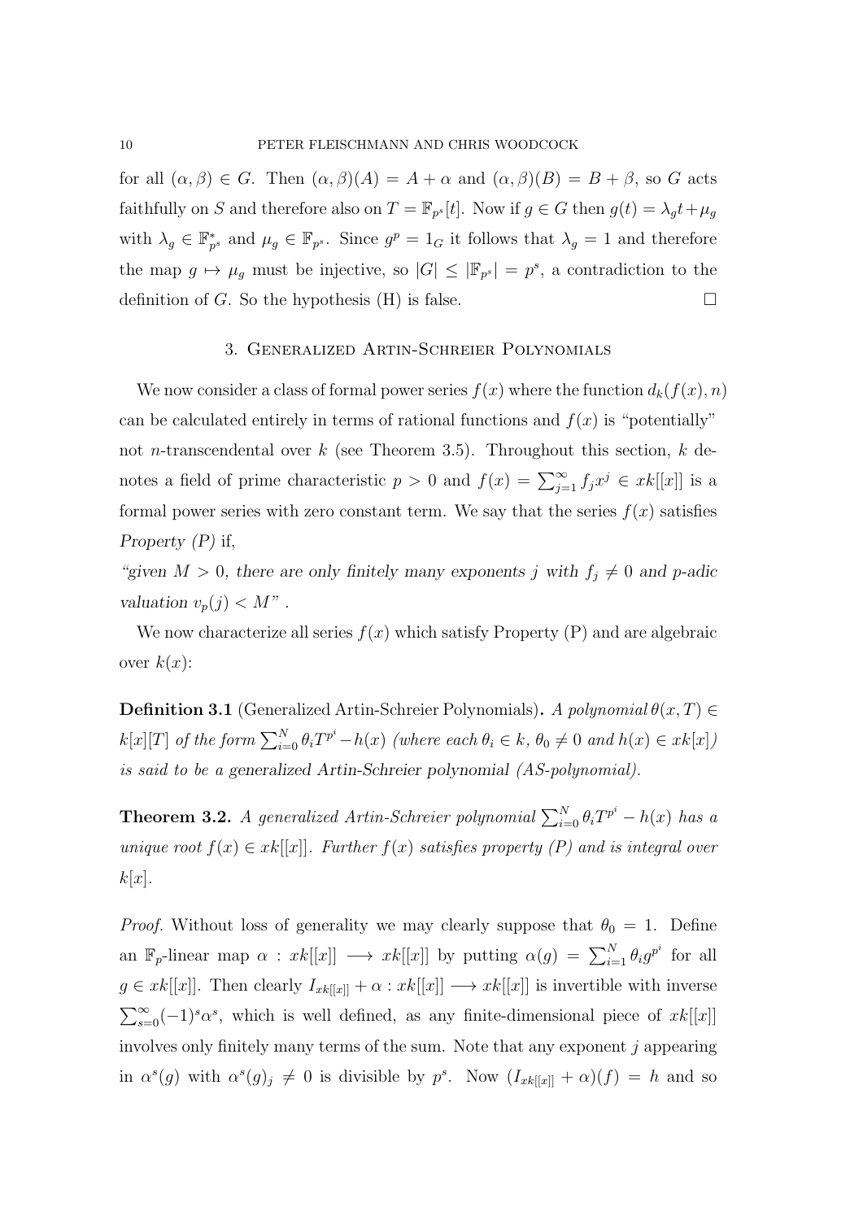for all $(\alpha, \beta) \in G$. Then $(\alpha, \beta)(A) = A + \alpha$ and $(\alpha, \beta)(B) = B + \beta$, so $G$ acts faithfully on $S$ and therefore also on $T = \mathbb{F}_{p^s}[t]$. Now if $g \in G$ then $g(t) = \lambda_g t + \mu_g$ with $\lambda_g \in \mathbb{F}_{p^s}^*$ and $\mu_g \in \mathbb{F}_{p^s}$. Since $g^p = 1_G$ it follows that $\lambda_g = 1$ and therefore the map $g \mapsto \mu_g$ must be injective, so $|G| \leq |\mathbb{F}_{p^s}| = p^s$, a contradiction to the definition of $G$. So the hypothesis (H) is false. $\square$

## 3. Generalized Artin-Schreier Polynomials

We now consider a class of formal power series $f(x)$ where the function $d_k(f(x), n)$ can be calculated entirely in terms of rational functions and $f(x)$ is "potentially" not $n$-transcendental over $k$ (see Theorem 3.5). Throughout this section, $k$ denotes a field of prime characteristic $p > 0$ and $f(x) = \sum_{j=1}^{\infty} f_j x^j \in xk[[x]]$ is a formal power series with zero constant term. We say that the series $f(x)$ satisfies *Property (P)* if,

*"given $M > 0$, there are only finitely many exponents $j$ with $f_j \neq 0$ and $p$-adic valuation $v_p(j) < M$"* .

We now characterize all series $f(x)$ which satisfy Property (P) and are algebraic over $k(x)$:

**Definition 3.1** (Generalized Artin-Schreier Polynomials)**.** *A polynomial $\theta(x, T) \in k[x][T]$ of the form $\sum_{i=0}^{N} \theta_i T^{p^i} - h(x)$ (where each $\theta_i \in k$, $\theta_0 \neq 0$ and $h(x) \in xk[x]$) is said to be a generalized Artin-Schreier polynomial (AS-polynomial).*

**Theorem 3.2.** *A generalized Artin-Schreier polynomial $\sum_{i=0}^{N} \theta_i T^{p^i} - h(x)$ has a unique root $f(x) \in xk[[x]]$. Further $f(x)$ satisfies property (P) and is integral over $k[x]$.*

*Proof.* Without loss of generality we may clearly suppose that $\theta_0 = 1$. Define an $\mathbb{F}_p$-linear map $\alpha : xk[[x]] \longrightarrow xk[[x]]$ by putting $\alpha(g) = \sum_{i=1}^{N} \theta_i g^{p^i}$ for all $g \in xk[[x]]$. Then clearly $I_{xk[[x]]} + \alpha : xk[[x]] \longrightarrow xk[[x]]$ is invertible with inverse $\sum_{s=0}^{\infty} (-1)^s \alpha^s$, which is well defined, as any finite-dimensional piece of $xk[[x]]$ involves only finitely many terms of the sum. Note that any exponent $j$ appearing in $\alpha^s(g)$ with $\alpha^s(g)_j \neq 0$ is divisible by $p^s$. Now $(I_{xk[[x]]} + \alpha)(f) = h$ and so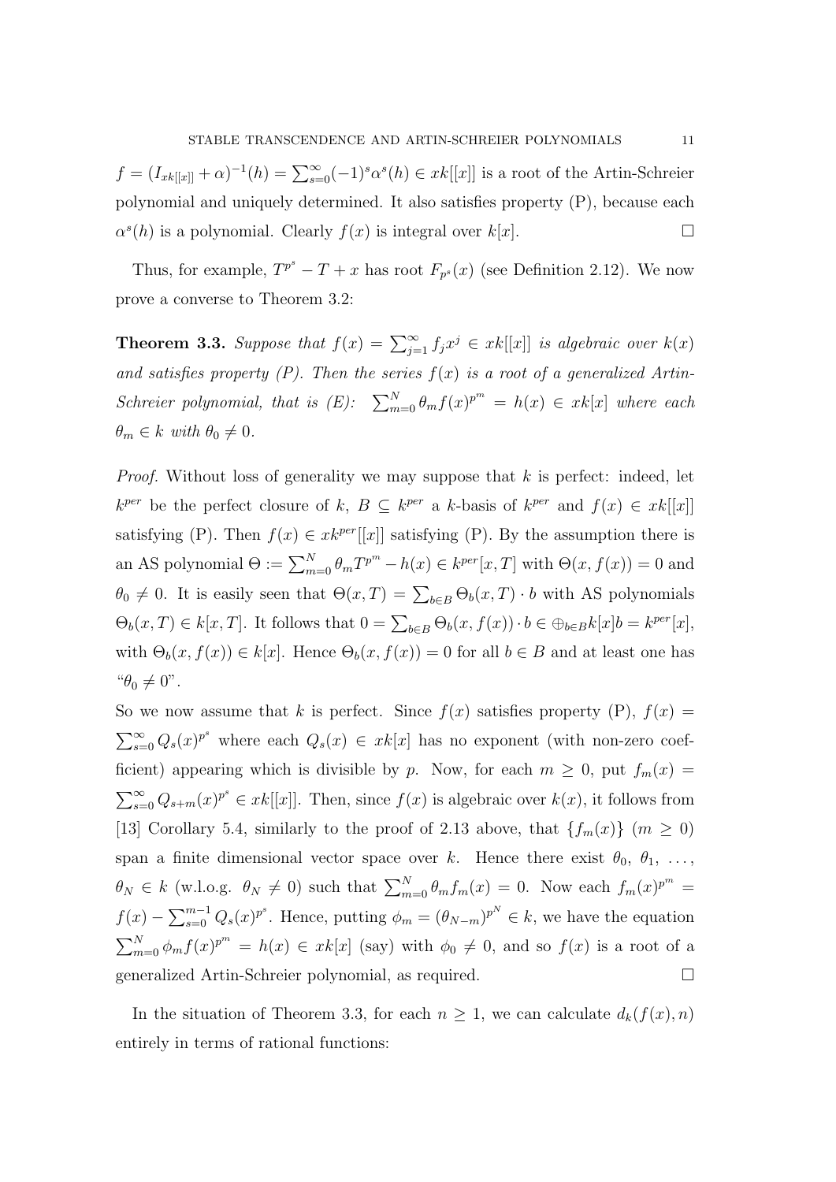$f = (I_{xk[[x]]} + \alpha)^{-1}(h) = \sum_{s=0}^{\infty}(-1)^s \alpha^s(h) \in xk[[x]]$ is a root of the Artin-Schreier polynomial and uniquely determined. It also satisfies property (P), because each $\alpha^s(h)$ is a polynomial. Clearly $f(x)$ is integral over $k[x]$. $\square$

Thus, for example, $T^{p^s} - T + x$ has root $F_{p^s}(x)$ (see Definition 2.12). We now prove a converse to Theorem 3.2:

**Theorem 3.3.** *Suppose that $f(x) = \sum_{j=1}^{\infty} f_j x^j \in xk[[x]]$ is algebraic over $k(x)$ and satisfies property (P). Then the series $f(x)$ is a root of a generalized Artin-Schreier polynomial, that is (E): $\sum_{m=0}^{N} \theta_m f(x)^{p^m} = h(x) \in xk[x]$ where each $\theta_m \in k$ with $\theta_0 \neq 0$.*

*Proof.* Without loss of generality we may suppose that $k$ is perfect: indeed, let $k^{per}$ be the perfect closure of $k$, $B \subseteq k^{per}$ a $k$-basis of $k^{per}$ and $f(x) \in xk[[x]]$ satisfying (P). Then $f(x) \in xk^{per}[[x]]$ satisfying (P). By the assumption there is an AS polynomial $\Theta := \sum_{m=0}^{N} \theta_m T^{p^m} - h(x) \in k^{per}[x, T]$ with $\Theta(x, f(x)) = 0$ and $\theta_0 \neq 0$. It is easily seen that $\Theta(x, T) = \sum_{b \in B} \Theta_b(x, T) \cdot b$ with AS polynomials $\Theta_b(x, T) \in k[x, T]$. It follows that $0 = \sum_{b \in B} \Theta_b(x, f(x)) \cdot b \in \oplus_{b \in B} k[x] b = k^{per}[x]$, with $\Theta_b(x, f(x)) \in k[x]$. Hence $\Theta_b(x, f(x)) = 0$ for all $b \in B$ and at least one has "$\theta_0 \neq 0$".

So we now assume that $k$ is perfect. Since $f(x)$ satisfies property (P), $f(x) = \sum_{s=0}^{\infty} Q_s(x)^{p^s}$ where each $Q_s(x) \in xk[x]$ has no exponent (with non-zero coefficient) appearing which is divisible by $p$. Now, for each $m \geq 0$, put $f_m(x) = \sum_{s=0}^{\infty} Q_{s+m}(x)^{p^s} \in xk[[x]]$. Then, since $f(x)$ is algebraic over $k(x)$, it follows from [13] Corollary 5.4, similarly to the proof of 2.13 above, that $\{f_m(x)\}$ $(m \geq 0)$ span a finite dimensional vector space over $k$. Hence there exist $\theta_0, \theta_1, \ldots, \theta_N \in k$ (w.l.o.g. $\theta_N \neq 0$) such that $\sum_{m=0}^{N} \theta_m f_m(x) = 0$. Now each $f_m(x)^{p^m} = f(x) - \sum_{s=0}^{m-1} Q_s(x)^{p^s}$. Hence, putting $\phi_m = (\theta_{N-m})^{p^N} \in k$, we have the equation $\sum_{m=0}^{N} \phi_m f(x)^{p^m} = h(x) \in xk[x]$ (say) with $\phi_0 \neq 0$, and so $f(x)$ is a root of a generalized Artin-Schreier polynomial, as required. $\square$

In the situation of Theorem 3.3, for each $n \geq 1$, we can calculate $d_k(f(x), n)$ entirely in terms of rational functions: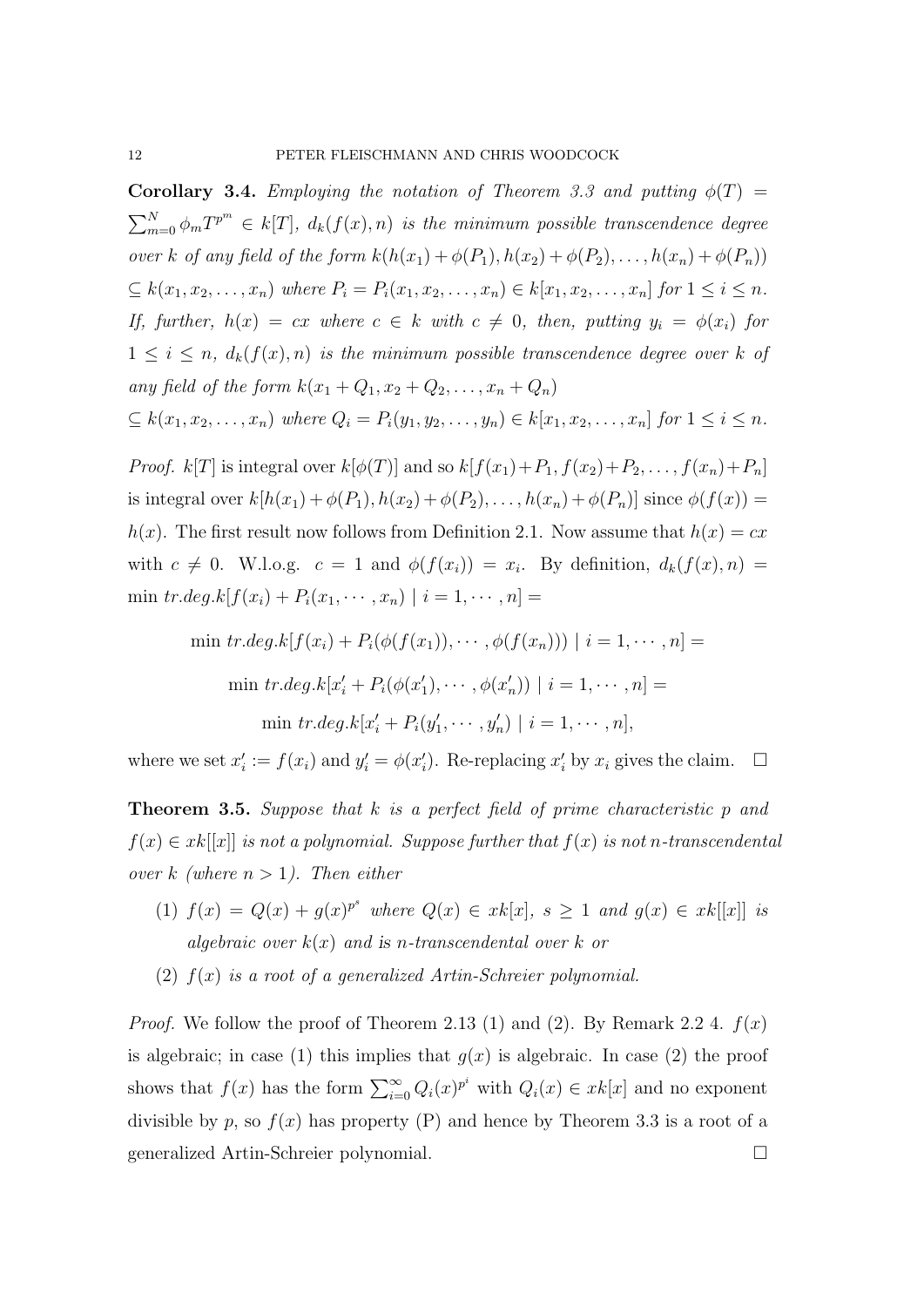**Corollary 3.4.** *Employing the notation of Theorem 3.3 and putting $\phi(T) = \sum_{m=0}^{N} \phi_m T^{p^m} \in k[T]$, $d_k(f(x), n)$ is the minimum possible transcendence degree over $k$ of any field of the form $k(h(x_1) + \phi(P_1), h(x_2) + \phi(P_2), \ldots, h(x_n) + \phi(P_n))$ $\subseteq k(x_1, x_2, \ldots, x_n)$ where $P_i = P_i(x_1, x_2, \ldots, x_n) \in k[x_1, x_2, \ldots, x_n]$ for $1 \leq i \leq n$. If, further, $h(x) = cx$ where $c \in k$ with $c \neq 0$, then, putting $y_i = \phi(x_i)$ for $1 \leq i \leq n$, $d_k(f(x), n)$ is the minimum possible transcendence degree over $k$ of any field of the form $k(x_1 + Q_1, x_2 + Q_2, \ldots, x_n + Q_n)$ $\subseteq k(x_1, x_2, \ldots, x_n)$ where $Q_i = P_i(y_1, y_2, \ldots, y_n) \in k[x_1, x_2, \ldots, x_n]$ for $1 \leq i \leq n$.*

*Proof.* $k[T]$ is integral over $k[\phi(T)]$ and so $k[f(x_1)+P_1, f(x_2)+P_2, \ldots, f(x_n)+P_n]$ is integral over $k[h(x_1) + \phi(P_1), h(x_2) + \phi(P_2), \ldots, h(x_n) + \phi(P_n)]$ since $\phi(f(x)) = h(x)$. The first result now follows from Definition 2.1. Now assume that $h(x) = cx$ with $c \neq 0$. W.l.o.g. $c = 1$ and $\phi(f(x_i)) = x_i$. By definition, $d_k(f(x), n) =$ $\min\ tr.deg.k[f(x_i) + P_i(x_1, \cdots, x_n) \mid i = 1, \cdots, n] =$

$$\min\ tr.deg.k[f(x_i) + P_i(\phi(f(x_1)), \cdots, \phi(f(x_n))) \mid i = 1, \cdots, n] =$$

$$\min\ tr.deg.k[x'_i + P_i(\phi(x'_1), \cdots, \phi(x'_n)) \mid i = 1, \cdots, n] =$$

$$\min\ tr.deg.k[x'_i + P_i(y'_1, \cdots, y'_n) \mid i = 1, \cdots, n],$$

where we set $x'_i := f(x_i)$ and $y'_i = \phi(x'_i)$. Re-replacing $x'_i$ by $x_i$ gives the claim. $\square$

**Theorem 3.5.** *Suppose that $k$ is a perfect field of prime characteristic $p$ and $f(x) \in xk[[x]]$ is not a polynomial. Suppose further that $f(x)$ is not $n$-transcendental over $k$ (where $n > 1$). Then either*

1. *$f(x) = Q(x) + g(x)^{p^s}$ where $Q(x) \in xk[x]$, $s \geq 1$ and $g(x) \in xk[[x]]$ is algebraic over $k(x)$ and is $n$-transcendental over $k$ or*
2. *$f(x)$ is a root of a generalized Artin-Schreier polynomial.*

*Proof.* We follow the proof of Theorem 2.13 (1) and (2). By Remark 2.2 4. $f(x)$ is algebraic; in case (1) this implies that $g(x)$ is algebraic. In case (2) the proof shows that $f(x)$ has the form $\sum_{i=0}^{\infty} Q_i(x)^{p^i}$ with $Q_i(x) \in xk[x]$ and no exponent divisible by $p$, so $f(x)$ has property (P) and hence by Theorem 3.3 is a root of a generalized Artin-Schreier polynomial. $\square$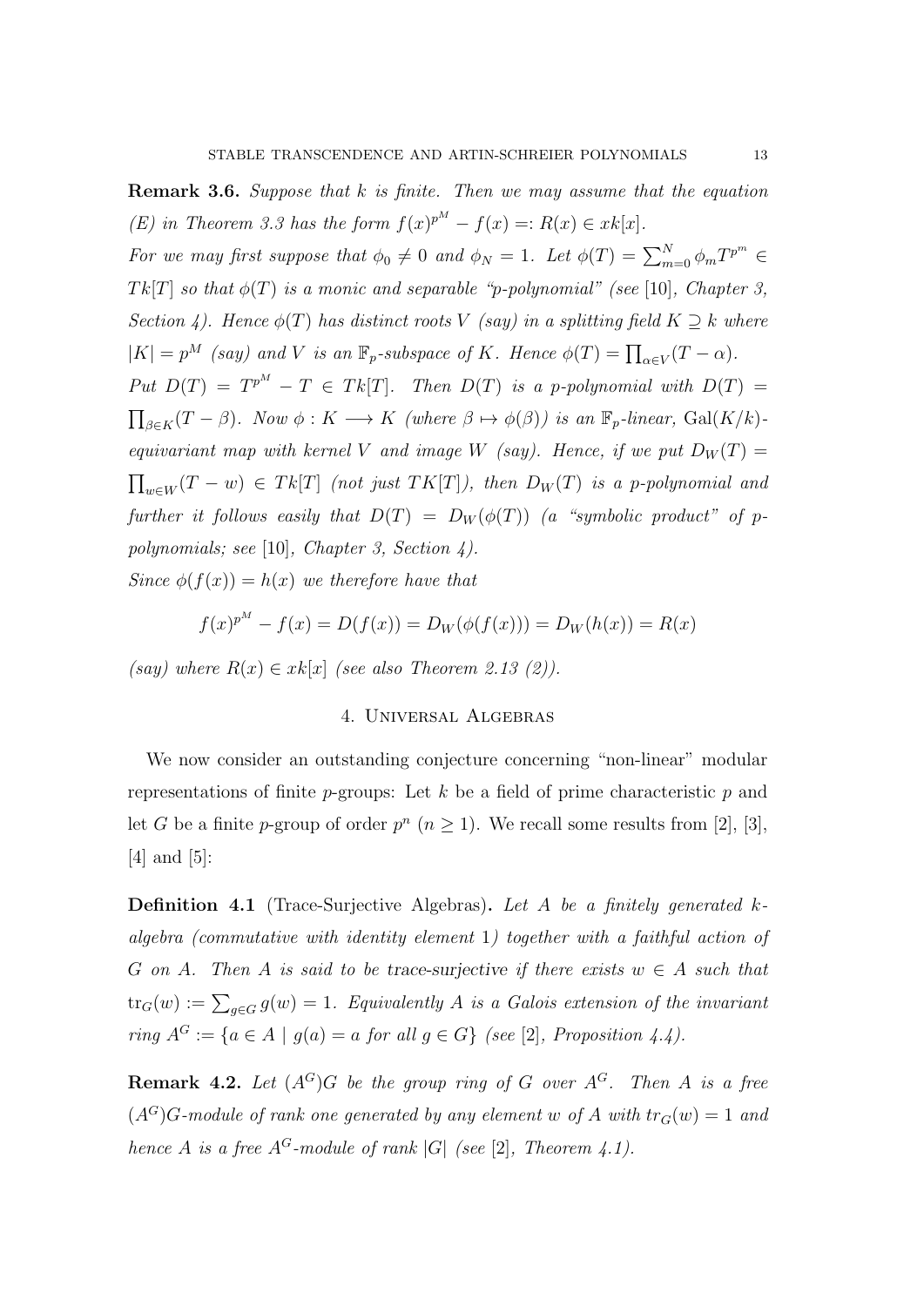**Remark 3.6.** *Suppose that $k$ is finite. Then we may assume that the equation (E) in Theorem 3.3 has the form $f(x)^{p^M} - f(x) =: R(x) \in xk[x]$.*

*For we may first suppose that $\phi_0 \neq 0$ and $\phi_N = 1$. Let $\phi(T) = \sum_{m=0}^{N} \phi_m T^{p^m} \in Tk[T]$ so that $\phi(T)$ is a monic and separable "p-polynomial" (see* [10]*, Chapter 3, Section 4). Hence $\phi(T)$ has distinct roots $V$ (say) in a splitting field $K \supseteq k$ where $|K| = p^M$ (say) and $V$ is an $\mathbb{F}_p$-subspace of $K$. Hence $\phi(T) = \prod_{\alpha \in V}(T - \alpha)$.*

*Put $D(T) = T^{p^M} - T \in Tk[T]$. Then $D(T)$ is a p-polynomial with $D(T) = \prod_{\beta \in K}(T - \beta)$. Now $\phi : K \longrightarrow K$ (where $\beta \mapsto \phi(\beta)$) is an $\mathbb{F}_p$-linear, $\mathrm{Gal}(K/k)$-equivariant map with kernel $V$ and image $W$ (say). Hence, if we put $D_W(T) = \prod_{w \in W}(T - w) \in Tk[T]$ (not just $TK[T]$), then $D_W(T)$ is a p-polynomial and further it follows easily that $D(T) = D_W(\phi(T))$ (a "symbolic product" of p-polynomials; see* [10]*, Chapter 3, Section 4).*

*Since $\phi(f(x)) = h(x)$ we therefore have that*

$$f(x)^{p^M} - f(x) = D(f(x)) = D_W(\phi(f(x))) = D_W(h(x)) = R(x)$$

*(say) where $R(x) \in xk[x]$ (see also Theorem 2.13 (2)).*

## 4. Universal Algebras

We now consider an outstanding conjecture concerning "non-linear" modular representations of finite $p$-groups: Let $k$ be a field of prime characteristic $p$ and let $G$ be a finite $p$-group of order $p^n$ ($n \geq 1$). We recall some results from [2], [3], [4] and [5]:

**Definition 4.1** (Trace-Surjective Algebras)**.** *Let $A$ be a finitely generated $k$-algebra (commutative with identity element 1) together with a faithful action of $G$ on $A$. Then $A$ is said to be* trace-surjective *if there exists $w \in A$ such that $\mathrm{tr}_G(w) := \sum_{g \in G} g(w) = 1$. Equivalently $A$ is a Galois extension of the invariant ring $A^G := \{a \in A \mid g(a) = a \text{ for all } g \in G\}$ (see* [2]*, Proposition 4.4).*

**Remark 4.2.** *Let $(A^G)G$ be the group ring of $G$ over $A^G$. Then $A$ is a free $(A^G)G$-module of rank one generated by any element $w$ of $A$ with $tr_G(w) = 1$ and hence $A$ is a free $A^G$-module of rank $|G|$ (see* [2]*, Theorem 4.1).*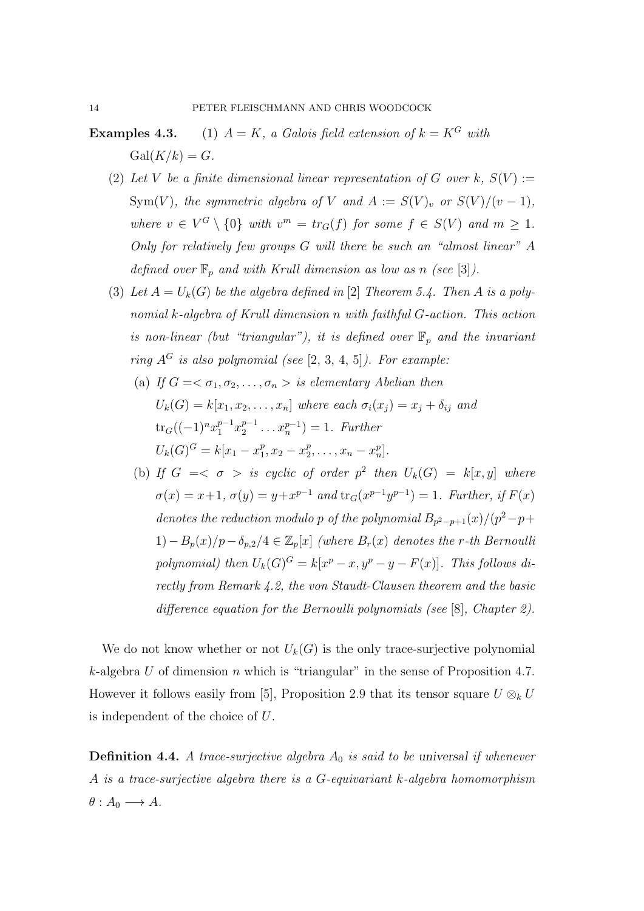**Examples 4.3.** 

1. *$A = K$, a Galois field extension of $k = K^G$ with $\mathrm{Gal}(K/k) = G$.*
2. *Let $V$ be a finite dimensional linear representation of $G$ over $k$, $S(V) := \mathrm{Sym}(V)$, the symmetric algebra of $V$ and $A := S(V)_v$ or $S(V)/(v-1)$, where $v \in V^G \setminus \{0\}$ with $v^m = tr_G(f)$ for some $f \in S(V)$ and $m \geq 1$. Only for relatively few groups $G$ will there be such an "almost linear" $A$ defined over $\mathbb{F}_p$ and with Krull dimension as low as $n$ (see [3]).*
3. *Let $A = U_k(G)$ be the algebra defined in [2] Theorem 5.4. Then $A$ is a polynomial $k$-algebra of Krull dimension $n$ with faithful $G$-action. This action is non-linear (but "triangular"), it is defined over $\mathbb{F}_p$ and the invariant ring $A^G$ is also polynomial (see [2, 3, 4, 5]). For example:*
   (a) *If $G = < \sigma_1, \sigma_2, \ldots, \sigma_n >$ is elementary Abelian then $U_k(G) = k[x_1, x_2, \ldots, x_n]$ where each $\sigma_i(x_j) = x_j + \delta_{ij}$ and $\mathrm{tr}_G((-1)^n x_1^{p-1} x_2^{p-1} \ldots x_n^{p-1}) = 1$. Further $U_k(G)^G = k[x_1 - x_1^p, x_2 - x_2^p, \ldots, x_n - x_n^p]$.*
   (b) *If $G = < \sigma >$ is cyclic of order $p^2$ then $U_k(G) = k[x, y]$ where $\sigma(x) = x+1$, $\sigma(y) = y + x^{p-1}$ and $\mathrm{tr}_G(x^{p-1}y^{p-1}) = 1$. Further, if $F(x)$ denotes the reduction modulo $p$ of the polynomial $B_{p^2-p+1}(x)/(p^2-p+1) - B_p(x)/p - \delta_{p,2}/4 \in \mathbb{Z}_p[x]$ (where $B_r(x)$ denotes the $r$-th Bernoulli polynomial) then $U_k(G)^G = k[x^p - x, y^p - y - F(x)]$. This follows directly from Remark 4.2, the von Staudt-Clausen theorem and the basic difference equation for the Bernoulli polynomials (see [8], Chapter 2).*

We do not know whether or not $U_k(G)$ is the only trace-surjective polynomial $k$-algebra $U$ of dimension $n$ which is "triangular" in the sense of Proposition 4.7. However it follows easily from [5], Proposition 2.9 that its tensor square $U \otimes_k U$ is independent of the choice of $U$.

**Definition 4.4.** *A trace-surjective algebra $A_0$ is said to be* universal *if whenever $A$ is a trace-surjective algebra there is a $G$-equivariant $k$-algebra homomorphism $\theta : A_0 \longrightarrow A$.*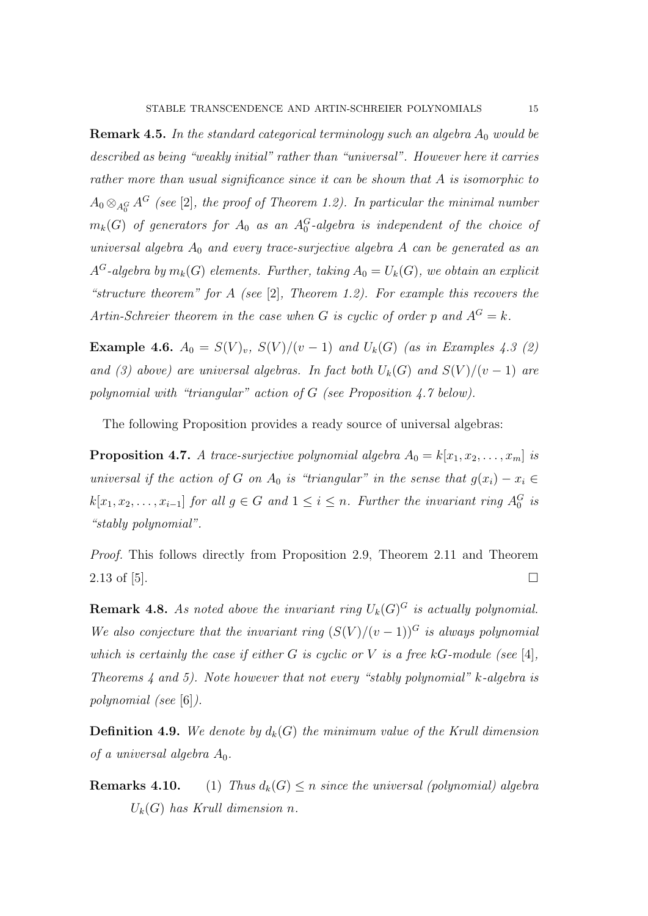**Remark 4.5.** *In the standard categorical terminology such an algebra $A_0$ would be described as being "weakly initial" rather than "universal". However here it carries rather more than usual significance since it can be shown that $A$ is isomorphic to $A_0 \otimes_{A_0^G} A^G$ (see [2], the proof of Theorem 1.2). In particular the minimal number $m_k(G)$ of generators for $A_0$ as an $A_0^G$-algebra is independent of the choice of universal algebra $A_0$ and every trace-surjective algebra $A$ can be generated as an $A^G$-algebra by $m_k(G)$ elements. Further, taking $A_0 = U_k(G)$, we obtain an explicit "structure theorem" for $A$ (see [2], Theorem 1.2). For example this recovers the Artin-Schreier theorem in the case when $G$ is cyclic of order $p$ and $A^G = k$.*

**Example 4.6.** *$A_0 = S(V)_v$, $S(V)/(v-1)$ and $U_k(G)$ (as in Examples 4.3 (2) and (3) above) are universal algebras. In fact both $U_k(G)$ and $S(V)/(v-1)$ are polynomial with "triangular" action of $G$ (see Proposition 4.7 below).*

The following Proposition provides a ready source of universal algebras:

**Proposition 4.7.** *A trace-surjective polynomial algebra $A_0 = k[x_1, x_2, \ldots, x_m]$ is universal if the action of $G$ on $A_0$ is "triangular" in the sense that $g(x_i) - x_i \in k[x_1, x_2, \ldots, x_{i-1}]$ for all $g \in G$ and $1 \leq i \leq n$. Further the invariant ring $A_0^G$ is "stably polynomial".*

*Proof.* This follows directly from Proposition 2.9, Theorem 2.11 and Theorem 2.13 of [5]. □

**Remark 4.8.** *As noted above the invariant ring $U_k(G)^G$ is actually polynomial. We also conjecture that the invariant ring $(S(V)/(v-1))^G$ is always polynomial which is certainly the case if either $G$ is cyclic or $V$ is a free $kG$-module (see [4], Theorems 4 and 5). Note however that not every "stably polynomial" $k$-algebra is polynomial (see [6]).*

**Definition 4.9.** *We denote by $d_k(G)$ the minimum value of the Krull dimension of a universal algebra $A_0$.*

**Remarks 4.10.**

(1) *Thus $d_k(G) \leq n$ since the universal (polynomial) algebra $U_k(G)$ has Krull dimension $n$.*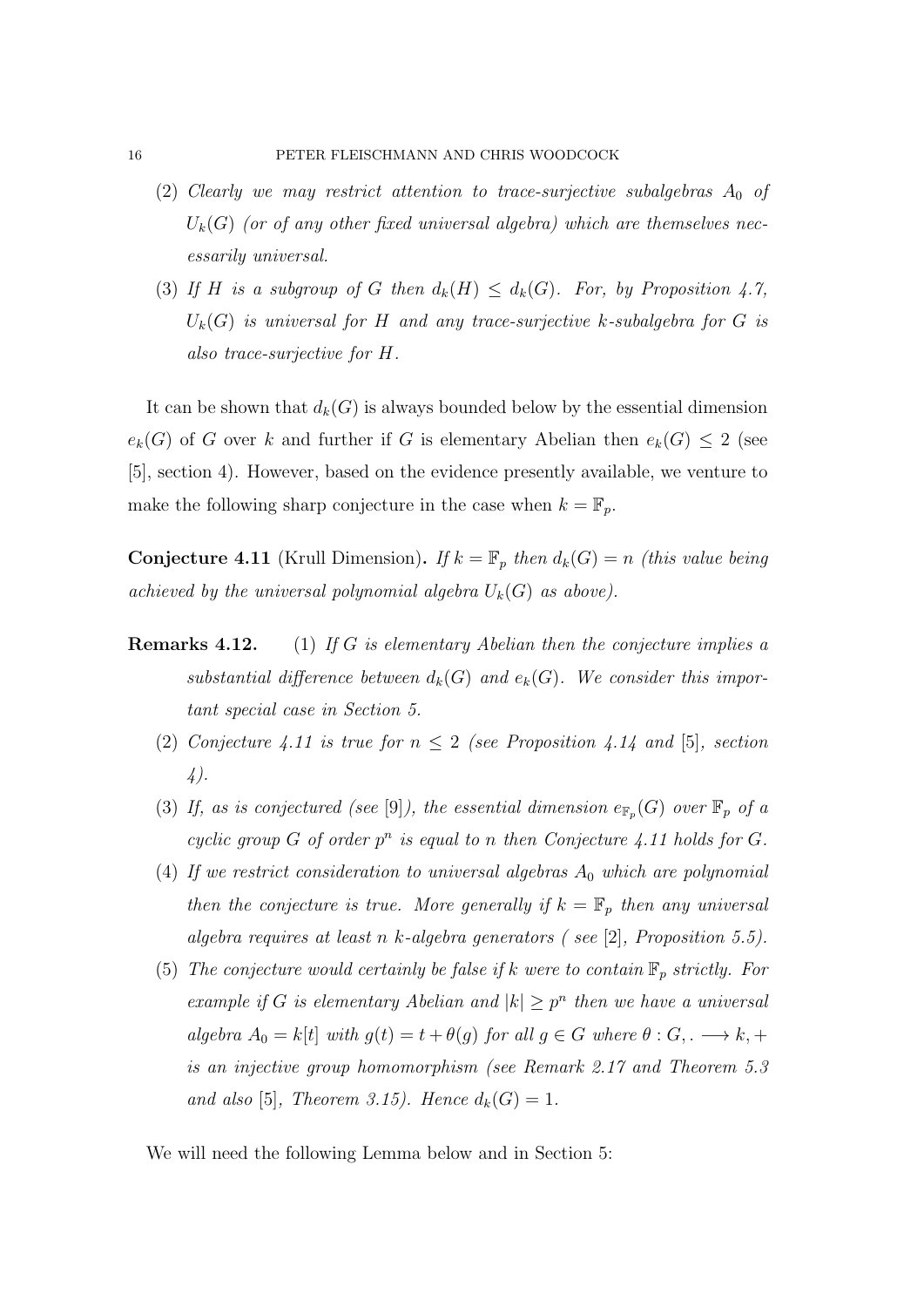(2) *Clearly we may restrict attention to trace-surjective subalgebras $A_0$ of $U_k(G)$ (or of any other fixed universal algebra) which are themselves necessarily universal.*

(3) *If $H$ is a subgroup of $G$ then $d_k(H) \leq d_k(G)$. For, by Proposition 4.7, $U_k(G)$ is universal for $H$ and any trace-surjective $k$-subalgebra for $G$ is also trace-surjective for $H$.*

It can be shown that $d_k(G)$ is always bounded below by the essential dimension $e_k(G)$ of $G$ over $k$ and further if $G$ is elementary Abelian then $e_k(G) \leq 2$ (see [5], section 4). However, based on the evidence presently available, we venture to make the following sharp conjecture in the case when $k = \mathbb{F}_p$.

**Conjecture 4.11** (Krull Dimension)**.** *If $k = \mathbb{F}_p$ then $d_k(G) = n$ (this value being achieved by the universal polynomial algebra $U_k(G)$ as above).*

**Remarks 4.12.**

(1) *If $G$ is elementary Abelian then the conjecture implies a substantial difference between $d_k(G)$ and $e_k(G)$. We consider this important special case in Section 5.*

(2) *Conjecture 4.11 is true for $n \leq 2$ (see Proposition 4.14 and* [5]*, section 4).*

(3) *If, as is conjectured (see* [9]*), the essential dimension $e_{\mathbb{F}_p}(G)$ over $\mathbb{F}_p$ of a cyclic group $G$ of order $p^n$ is equal to $n$ then Conjecture 4.11 holds for $G$.*

(4) *If we restrict consideration to universal algebras $A_0$ which are polynomial then the conjecture is true. More generally if $k = \mathbb{F}_p$ then any universal algebra requires at least $n$ $k$-algebra generators ( see* [2]*, Proposition 5.5).*

(5) *The conjecture would certainly be false if $k$ were to contain $\mathbb{F}_p$ strictly. For example if $G$ is elementary Abelian and $|k| \geq p^n$ then we have a universal algebra $A_0 = k[t]$ with $g(t) = t + \theta(g)$ for all $g \in G$ where $\theta : G, . \longrightarrow k, +$ is an injective group homomorphism (see Remark 2.17 and Theorem 5.3 and also* [5]*, Theorem 3.15). Hence $d_k(G) = 1$.*

We will need the following Lemma below and in Section 5: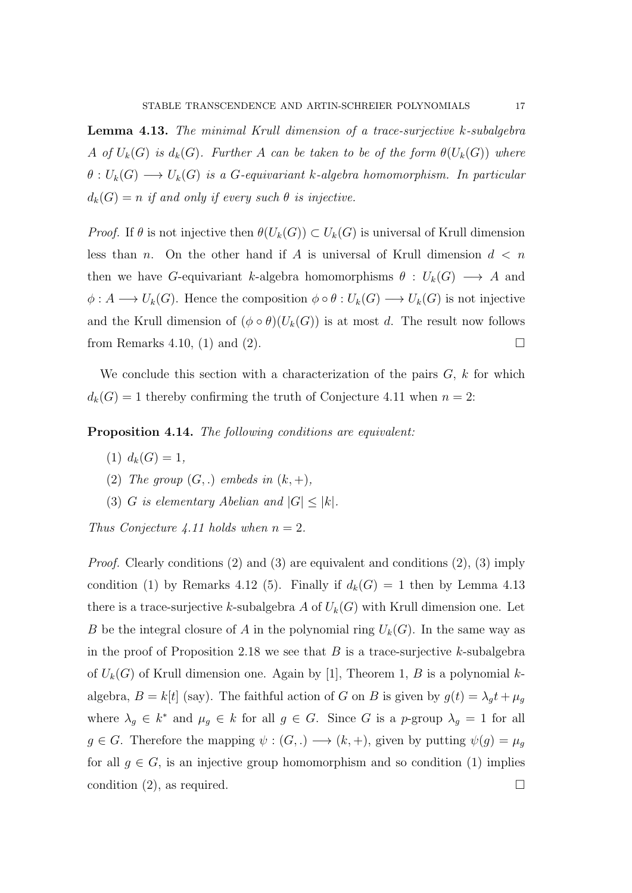**Lemma 4.13.** *The minimal Krull dimension of a trace-surjective $k$-subalgebra $A$ of $U_k(G)$ is $d_k(G)$. Further $A$ can be taken to be of the form $\theta(U_k(G))$ where $\theta : U_k(G) \longrightarrow U_k(G)$ is a $G$-equivariant $k$-algebra homomorphism. In particular $d_k(G) = n$ if and only if every such $\theta$ is injective.*

*Proof.* If $\theta$ is not injective then $\theta(U_k(G)) \subset U_k(G)$ is universal of Krull dimension less than $n$. On the other hand if $A$ is universal of Krull dimension $d < n$ then we have $G$-equivariant $k$-algebra homomorphisms $\theta : U_k(G) \longrightarrow A$ and $\phi : A \longrightarrow U_k(G)$. Hence the composition $\phi \circ \theta : U_k(G) \longrightarrow U_k(G)$ is not injective and the Krull dimension of $(\phi \circ \theta)(U_k(G))$ is at most $d$. The result now follows from Remarks 4.10, (1) and (2). □

We conclude this section with a characterization of the pairs $G$, $k$ for which $d_k(G) = 1$ thereby confirming the truth of Conjecture 4.11 when $n = 2$:

**Proposition 4.14.** *The following conditions are equivalent:*

1. $d_k(G) = 1$,
2. *The group $(G, .)$ embeds in $(k, +)$,*
3. *$G$ is elementary Abelian and $|G| \leq |k|$.*

*Thus Conjecture 4.11 holds when $n = 2$.*

*Proof.* Clearly conditions (2) and (3) are equivalent and conditions (2), (3) imply condition (1) by Remarks 4.12 (5). Finally if $d_k(G) = 1$ then by Lemma 4.13 there is a trace-surjective $k$-subalgebra $A$ of $U_k(G)$ with Krull dimension one. Let $B$ be the integral closure of $A$ in the polynomial ring $U_k(G)$. In the same way as in the proof of Proposition 2.18 we see that $B$ is a trace-surjective $k$-subalgebra of $U_k(G)$ of Krull dimension one. Again by [1], Theorem 1, $B$ is a polynomial $k$-algebra, $B = k[t]$ (say). The faithful action of $G$ on $B$ is given by $g(t) = \lambda_g t + \mu_g$ where $\lambda_g \in k^*$ and $\mu_g \in k$ for all $g \in G$. Since $G$ is a $p$-group $\lambda_g = 1$ for all $g \in G$. Therefore the mapping $\psi : (G, .) \longrightarrow (k, +)$, given by putting $\psi(g) = \mu_g$ for all $g \in G$, is an injective group homomorphism and so condition (1) implies condition (2), as required. □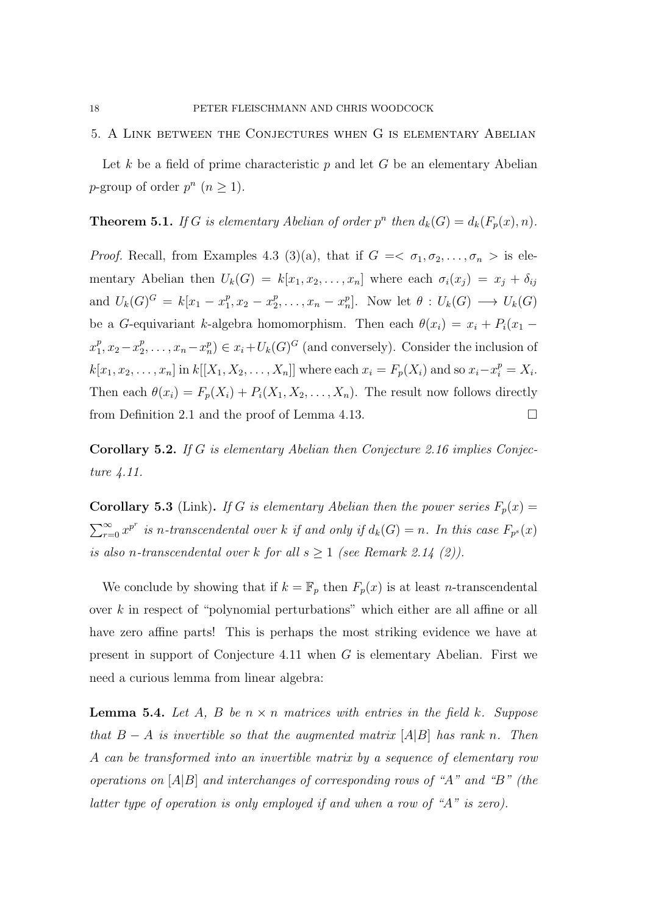## 5. A Link between the Conjectures when G is elementary Abelian

Let $k$ be a field of prime characteristic $p$ and let $G$ be an elementary Abelian $p$-group of order $p^n$ ($n \geq 1$).

**Theorem 5.1.** *If $G$ is elementary Abelian of order $p^n$ then $d_k(G) = d_k(F_p(x), n)$.*

*Proof.* Recall, from Examples 4.3 (3)(a), that if $G = <\sigma_1, \sigma_2, \ldots, \sigma_n>$ is elementary Abelian then $U_k(G) = k[x_1, x_2, \ldots, x_n]$ where each $\sigma_i(x_j) = x_j + \delta_{ij}$ and $U_k(G)^G = k[x_1 - x_1^p, x_2 - x_2^p, \ldots, x_n - x_n^p]$. Now let $\theta : U_k(G) \longrightarrow U_k(G)$ be a $G$-equivariant $k$-algebra homomorphism. Then each $\theta(x_i) = x_i + P_i(x_1 - x_1^p, x_2 - x_2^p, \ldots, x_n - x_n^p) \in x_i + U_k(G)^G$ (and conversely). Consider the inclusion of $k[x_1, x_2, \ldots, x_n]$ in $k[[X_1, X_2, \ldots, X_n]]$ where each $x_i = F_p(X_i)$ and so $x_i - x_i^p = X_i$. Then each $\theta(x_i) = F_p(X_i) + P_i(X_1, X_2, \ldots, X_n)$. The result now follows directly from Definition 2.1 and the proof of Lemma 4.13. $\square$

**Corollary 5.2.** *If $G$ is elementary Abelian then Conjecture 2.16 implies Conjecture 4.11.*

**Corollary 5.3** (Link)**.** *If $G$ is elementary Abelian then the power series $F_p(x) = \sum_{r=0}^{\infty} x^{p^r}$ is $n$-transcendental over $k$ if and only if $d_k(G) = n$. In this case $F_{p^s}(x)$ is also $n$-transcendental over $k$ for all $s \geq 1$ (see Remark 2.14 (2)).*

We conclude by showing that if $k = \mathbb{F}_p$ then $F_p(x)$ is at least $n$-transcendental over $k$ in respect of "polynomial perturbations" which either are all affine or all have zero affine parts! This is perhaps the most striking evidence we have at present in support of Conjecture 4.11 when $G$ is elementary Abelian. First we need a curious lemma from linear algebra:

**Lemma 5.4.** *Let $A$, $B$ be $n \times n$ matrices with entries in the field $k$. Suppose that $B - A$ is invertible so that the augmented matrix $[A|B]$ has rank $n$. Then $A$ can be transformed into an invertible matrix by a sequence of elementary row operations on $[A|B]$ and interchanges of corresponding rows of "$A$" and "$B$" (the latter type of operation is only employed if and when a row of "$A$" is zero).*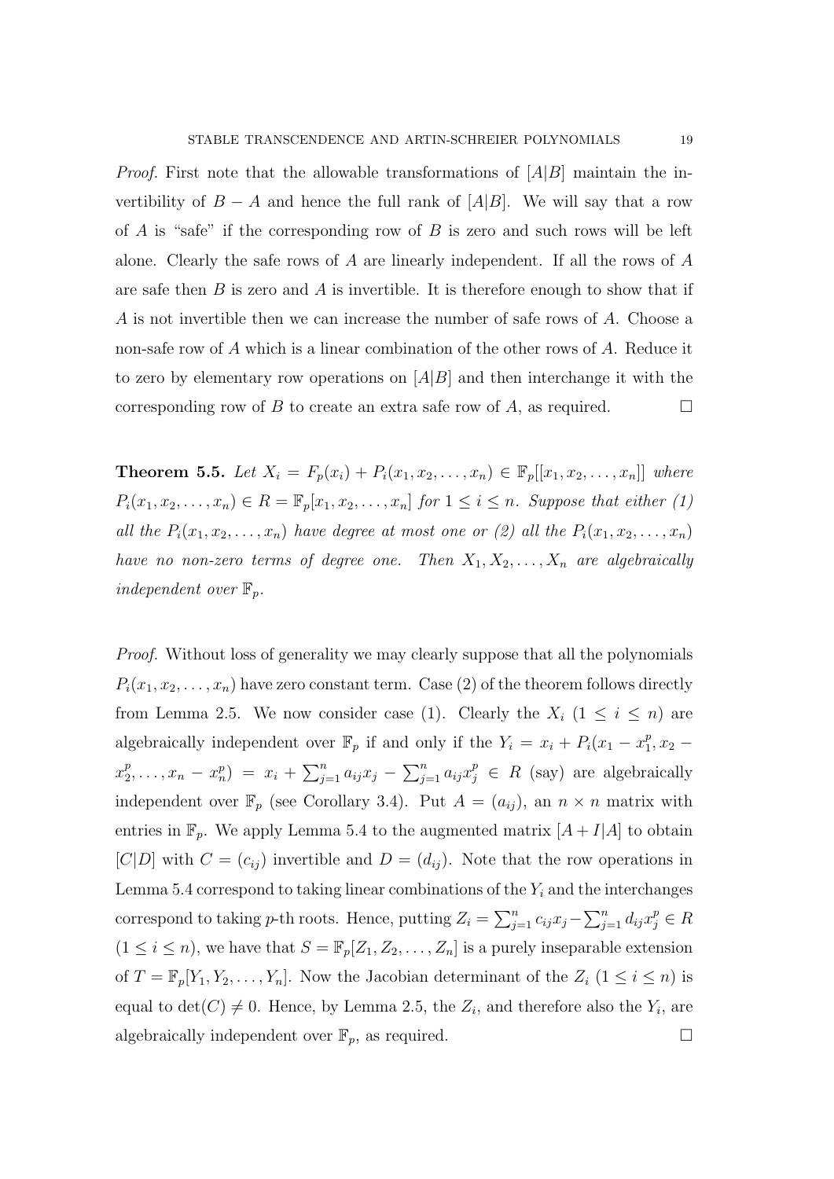*Proof.* First note that the allowable transformations of $[A|B]$ maintain the invertibility of $B - A$ and hence the full rank of $[A|B]$. We will say that a row of $A$ is "safe" if the corresponding row of $B$ is zero and such rows will be left alone. Clearly the safe rows of $A$ are linearly independent. If all the rows of $A$ are safe then $B$ is zero and $A$ is invertible. It is therefore enough to show that if $A$ is not invertible then we can increase the number of safe rows of $A$. Choose a non-safe row of $A$ which is a linear combination of the other rows of $A$. Reduce it to zero by elementary row operations on $[A|B]$ and then interchange it with the corresponding row of $B$ to create an extra safe row of $A$, as required. □

**Theorem 5.5.** *Let $X_i = F_p(x_i) + P_i(x_1, x_2, \dots, x_n) \in \mathbb{F}_p[[x_1, x_2, \dots, x_n]]$ where $P_i(x_1, x_2, \dots, x_n) \in R = \mathbb{F}_p[x_1, x_2, \dots, x_n]$ for $1 \le i \le n$. Suppose that either (1) all the $P_i(x_1, x_2, \dots, x_n)$ have degree at most one or (2) all the $P_i(x_1, x_2, \dots, x_n)$ have no non-zero terms of degree one. Then $X_1, X_2, \dots, X_n$ are algebraically independent over $\mathbb{F}_p$.*

*Proof.* Without loss of generality we may clearly suppose that all the polynomials $P_i(x_1, x_2, \dots, x_n)$ have zero constant term. Case (2) of the theorem follows directly from Lemma 2.5. We now consider case (1). Clearly the $X_i$ $(1 \le i \le n)$ are algebraically independent over $\mathbb{F}_p$ if and only if the $Y_i = x_i + P_i(x_1 - x_1^p, x_2 - x_2^p, \dots, x_n - x_n^p) = x_i + \sum_{j=1}^n a_{ij}x_j - \sum_{j=1}^n a_{ij}x_j^p \in R$ (say) are algebraically independent over $\mathbb{F}_p$ (see Corollary 3.4). Put $A = (a_{ij})$, an $n \times n$ matrix with entries in $\mathbb{F}_p$. We apply Lemma 5.4 to the augmented matrix $[A + I|A]$ to obtain $[C|D]$ with $C = (c_{ij})$ invertible and $D = (d_{ij})$. Note that the row operations in Lemma 5.4 correspond to taking linear combinations of the $Y_i$ and the interchanges correspond to taking $p$-th roots. Hence, putting $Z_i = \sum_{j=1}^n c_{ij}x_j - \sum_{j=1}^n d_{ij}x_j^p \in R$ $(1 \le i \le n)$, we have that $S = \mathbb{F}_p[Z_1, Z_2, \dots, Z_n]$ is a purely inseparable extension of $T = \mathbb{F}_p[Y_1, Y_2, \dots, Y_n]$. Now the Jacobian determinant of the $Z_i$ $(1 \le i \le n)$ is equal to $\det(C) \ne 0$. Hence, by Lemma 2.5, the $Z_i$, and therefore also the $Y_i$, are algebraically independent over $\mathbb{F}_p$, as required. □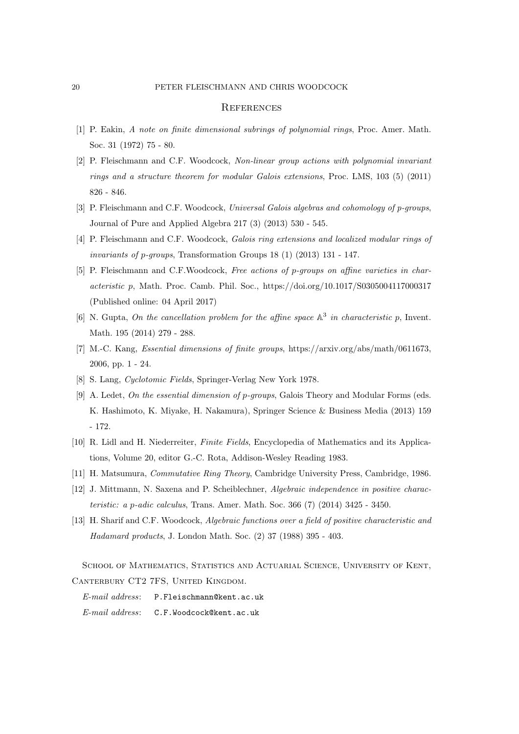## References

[1] P. Eakin, *A note on finite dimensional subrings of polynomial rings*, Proc. Amer. Math. Soc. 31 (1972) 75 - 80.

[2] P. Fleischmann and C.F. Woodcock, *Non-linear group actions with polynomial invariant rings and a structure theorem for modular Galois extensions*, Proc. LMS, 103 (5) (2011) 826 - 846.

[3] P. Fleischmann and C.F. Woodcock, *Universal Galois algebras and cohomology of p-groups*, Journal of Pure and Applied Algebra 217 (3) (2013) 530 - 545.

[4] P. Fleischmann and C.F. Woodcock, *Galois ring extensions and localized modular rings of invariants of p-groups*, Transformation Groups 18 (1) (2013) 131 - 147.

[5] P. Fleischmann and C.F.Woodcock, *Free actions of p-groups on affine varieties in characteristic p*, Math. Proc. Camb. Phil. Soc., https://doi.org/10.1017/S0305004117000317 (Published online: 04 April 2017)

[6] N. Gupta, *On the cancellation problem for the affine space $\mathbb{A}^3$ in characteristic p*, Invent. Math. 195 (2014) 279 - 288.

[7] M.-C. Kang, *Essential dimensions of finite groups*, https://arxiv.org/abs/math/0611673, 2006, pp. 1 - 24.

[8] S. Lang, *Cyclotomic Fields*, Springer-Verlag New York 1978.

[9] A. Ledet, *On the essential dimension of p-groups*, Galois Theory and Modular Forms (eds. K. Hashimoto, K. Miyake, H. Nakamura), Springer Science & Business Media (2013) 159 - 172.

[10] R. Lidl and H. Niederreiter, *Finite Fields*, Encyclopedia of Mathematics and its Applications, Volume 20, editor G.-C. Rota, Addison-Wesley Reading 1983.

[11] H. Matsumura, *Commutative Ring Theory*, Cambridge University Press, Cambridge, 1986.

[12] J. Mittmann, N. Saxena and P. Scheiblechner, *Algebraic independence in positive characteristic: a p-adic calculus*, Trans. Amer. Math. Soc. 366 (7) (2014) 3425 - 3450.

[13] H. Sharif and C.F. Woodcock, *Algebraic functions over a field of positive characteristic and Hadamard products*, J. London Math. Soc. (2) 37 (1988) 395 - 403.

School of Mathematics, Statistics and Actuarial Science, University of Kent, Canterbury CT2 7FS, United Kingdom.

*E-mail address*: P.Fleischmann@kent.ac.uk

*E-mail address*: C.F.Woodcock@kent.ac.uk